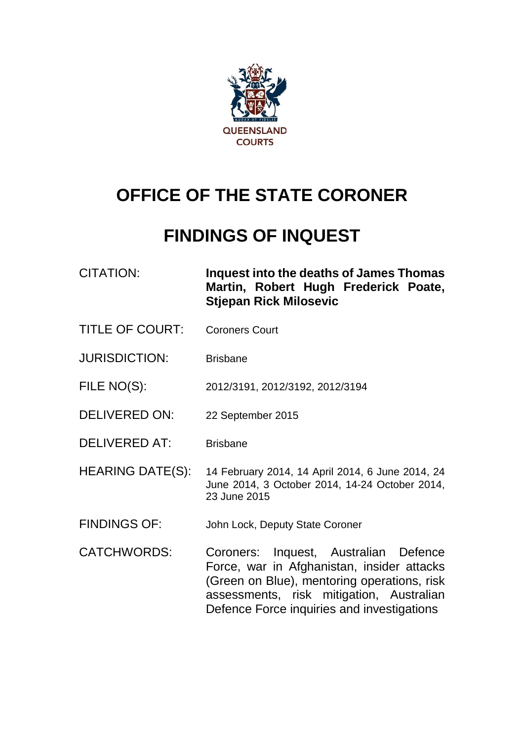QUEENSLAND COURTS

# OFFICE OF THE STATE CORONER

# FINDINGS OF INQUEST

| | |
|---|---|
| CITATION: | **Inquest into the deaths of James Thomas Martin, Robert Hugh Frederick Poate, Stjepan Rick Milosevic** |
| TITLE OF COURT: | Coroners Court |
| JURISDICTION: | Brisbane |
| FILE NO(S): | 2012/3191, 2012/3192, 2012/3194 |
| DELIVERED ON: | 22 September 2015 |
| DELIVERED AT: | Brisbane |
| HEARING DATE(S): | 14 February 2014, 14 April 2014, 6 June 2014, 24 June 2014, 3 October 2014, 14-24 October 2014, 23 June 2015 |
| FINDINGS OF: | John Lock, Deputy State Coroner |
| CATCHWORDS: | Coroners: Inquest, Australian Defence Force, war in Afghanistan, insider attacks (Green on Blue), mentoring operations, risk assessments, risk mitigation, Australian Defence Force inquiries and investigations |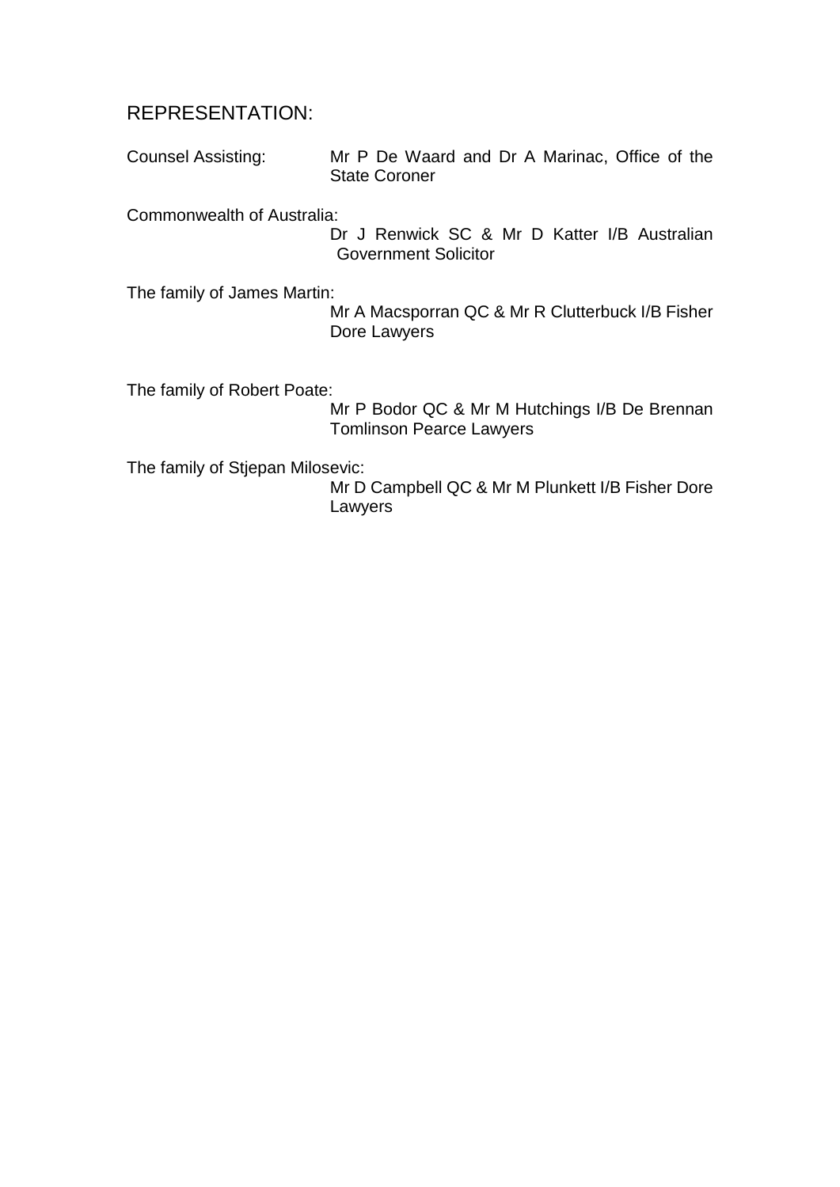## REPRESENTATION:

Counsel Assisting: Mr P De Waard and Dr A Marinac, Office of the State Coroner

Commonwealth of Australia: Dr J Renwick SC & Mr D Katter I/B Australian Government Solicitor

The family of James Martin: Mr A Macsporran QC & Mr R Clutterbuck I/B Fisher Dore Lawyers

The family of Robert Poate: Mr P Bodor QC & Mr M Hutchings I/B De Brennan Tomlinson Pearce Lawyers

The family of Stjepan Milosevic: Mr D Campbell QC & Mr M Plunkett I/B Fisher Dore Lawyers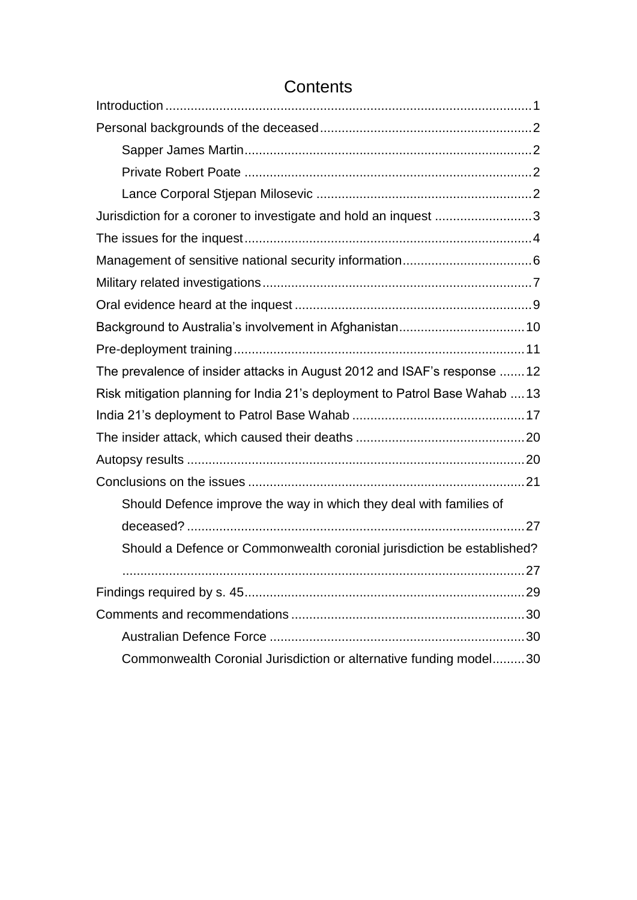# Contents

- Introduction ... 1
- Personal backgrounds of the deceased ... 2
  - Sapper James Martin ... 2
  - Private Robert Poate ... 2
  - Lance Corporal Stjepan Milosevic ... 2
- Jurisdiction for a coroner to investigate and hold an inquest ... 3
- The issues for the inquest ... 4
- Management of sensitive national security information ... 6
- Military related investigations ... 7
- Oral evidence heard at the inquest ... 9
- Background to Australia's involvement in Afghanistan ... 10
- Pre-deployment training ... 11
- The prevalence of insider attacks in August 2012 and ISAF's response ... 12
- Risk mitigation planning for India 21's deployment to Patrol Base Wahab ... 13
- India 21's deployment to Patrol Base Wahab ... 17
- The insider attack, which caused their deaths ... 20
- Autopsy results ... 20
- Conclusions on the issues ... 21
  - Should Defence improve the way in which they deal with families of deceased? ... 27
  - Should a Defence or Commonwealth coronial jurisdiction be established? ... 27
- Findings required by s. 45 ... 29
- Comments and recommendations ... 30
  - Australian Defence Force ... 30
  - Commonwealth Coronial Jurisdiction or alternative funding model ... 30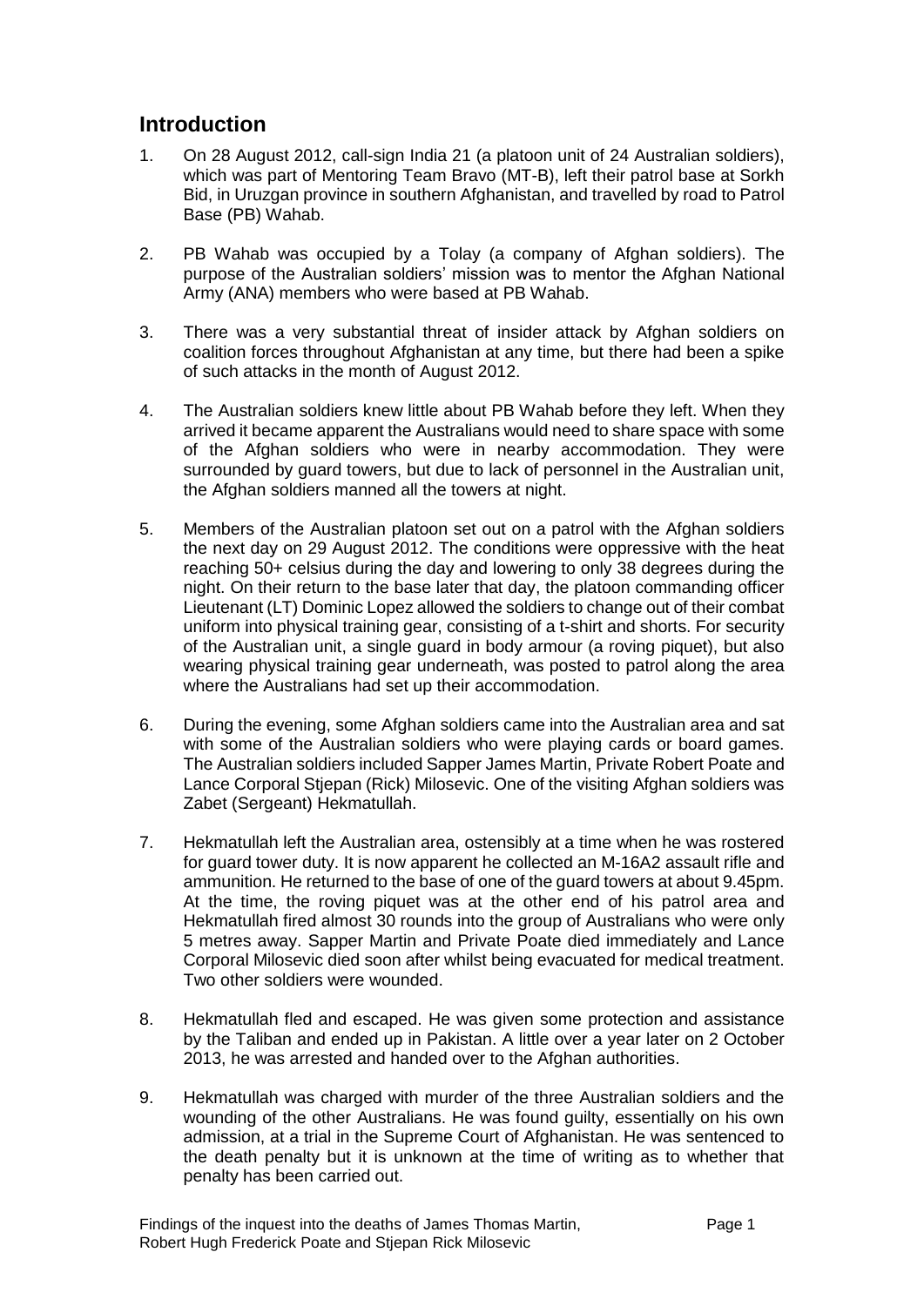## Introduction

1. On 28 August 2012, call-sign India 21 (a platoon unit of 24 Australian soldiers), which was part of Mentoring Team Bravo (MT-B), left their patrol base at Sorkh Bid, in Uruzgan province in southern Afghanistan, and travelled by road to Patrol Base (PB) Wahab.

2. PB Wahab was occupied by a Tolay (a company of Afghan soldiers). The purpose of the Australian soldiers' mission was to mentor the Afghan National Army (ANA) members who were based at PB Wahab.

3. There was a very substantial threat of insider attack by Afghan soldiers on coalition forces throughout Afghanistan at any time, but there had been a spike of such attacks in the month of August 2012.

4. The Australian soldiers knew little about PB Wahab before they left. When they arrived it became apparent the Australians would need to share space with some of the Afghan soldiers who were in nearby accommodation. They were surrounded by guard towers, but due to lack of personnel in the Australian unit, the Afghan soldiers manned all the towers at night.

5. Members of the Australian platoon set out on a patrol with the Afghan soldiers the next day on 29 August 2012. The conditions were oppressive with the heat reaching 50+ celsius during the day and lowering to only 38 degrees during the night. On their return to the base later that day, the platoon commanding officer Lieutenant (LT) Dominic Lopez allowed the soldiers to change out of their combat uniform into physical training gear, consisting of a t-shirt and shorts. For security of the Australian unit, a single guard in body armour (a roving piquet), but also wearing physical training gear underneath, was posted to patrol along the area where the Australians had set up their accommodation.

6. During the evening, some Afghan soldiers came into the Australian area and sat with some of the Australian soldiers who were playing cards or board games. The Australian soldiers included Sapper James Martin, Private Robert Poate and Lance Corporal Stjepan (Rick) Milosevic. One of the visiting Afghan soldiers was Zabet (Sergeant) Hekmatullah.

7. Hekmatullah left the Australian area, ostensibly at a time when he was rostered for guard tower duty. It is now apparent he collected an M-16A2 assault rifle and ammunition. He returned to the base of one of the guard towers at about 9.45pm. At the time, the roving piquet was at the other end of his patrol area and Hekmatullah fired almost 30 rounds into the group of Australians who were only 5 metres away. Sapper Martin and Private Poate died immediately and Lance Corporal Milosevic died soon after whilst being evacuated for medical treatment. Two other soldiers were wounded.

8. Hekmatullah fled and escaped. He was given some protection and assistance by the Taliban and ended up in Pakistan. A little over a year later on 2 October 2013, he was arrested and handed over to the Afghan authorities.

9. Hekmatullah was charged with murder of the three Australian soldiers and the wounding of the other Australians. He was found guilty, essentially on his own admission, at a trial in the Supreme Court of Afghanistan. He was sentenced to the death penalty but it is unknown at the time of writing as to whether that penalty has been carried out.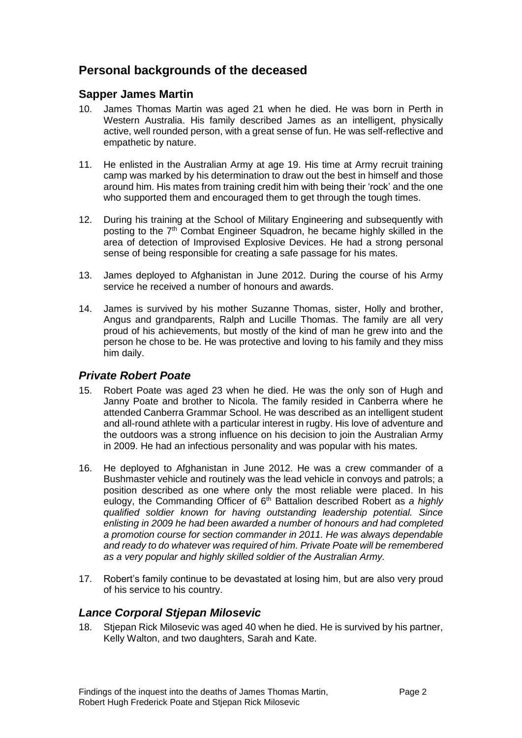## Personal backgrounds of the deceased

### Sapper James Martin

10. James Thomas Martin was aged 21 when he died. He was born in Perth in Western Australia. His family described James as an intelligent, physically active, well rounded person, with a great sense of fun. He was self-reflective and empathetic by nature.

11. He enlisted in the Australian Army at age 19. His time at Army recruit training camp was marked by his determination to draw out the best in himself and those around him. His mates from training credit him with being their 'rock' and the one who supported them and encouraged them to get through the tough times.

12. During his training at the School of Military Engineering and subsequently with posting to the 7th Combat Engineer Squadron, he became highly skilled in the area of detection of Improvised Explosive Devices. He had a strong personal sense of being responsible for creating a safe passage for his mates.

13. James deployed to Afghanistan in June 2012. During the course of his Army service he received a number of honours and awards.

14. James is survived by his mother Suzanne Thomas, sister, Holly and brother, Angus and grandparents, Ralph and Lucille Thomas. The family are all very proud of his achievements, but mostly of the kind of man he grew into and the person he chose to be. He was protective and loving to his family and they miss him daily.

### *Private Robert Poate*

15. Robert Poate was aged 23 when he died. He was the only son of Hugh and Janny Poate and brother to Nicola. The family resided in Canberra where he attended Canberra Grammar School. He was described as an intelligent student and all-round athlete with a particular interest in rugby. His love of adventure and the outdoors was a strong influence on his decision to join the Australian Army in 2009. He had an infectious personality and was popular with his mates.

16. He deployed to Afghanistan in June 2012. He was a crew commander of a Bushmaster vehicle and routinely was the lead vehicle in convoys and patrols; a position described as one where only the most reliable were placed. In his eulogy, the Commanding Officer of 6th Battalion described Robert as *a highly qualified soldier known for having outstanding leadership potential. Since enlisting in 2009 he had been awarded a number of honours and had completed a promotion course for section commander in 2011. He was always dependable and ready to do whatever was required of him. Private Poate will be remembered as a very popular and highly skilled soldier of the Australian Army.*

17. Robert's family continue to be devastated at losing him, but are also very proud of his service to his country.

### *Lance Corporal Stjepan Milosevic*

18. Stjepan Rick Milosevic was aged 40 when he died. He is survived by his partner, Kelly Walton, and two daughters, Sarah and Kate.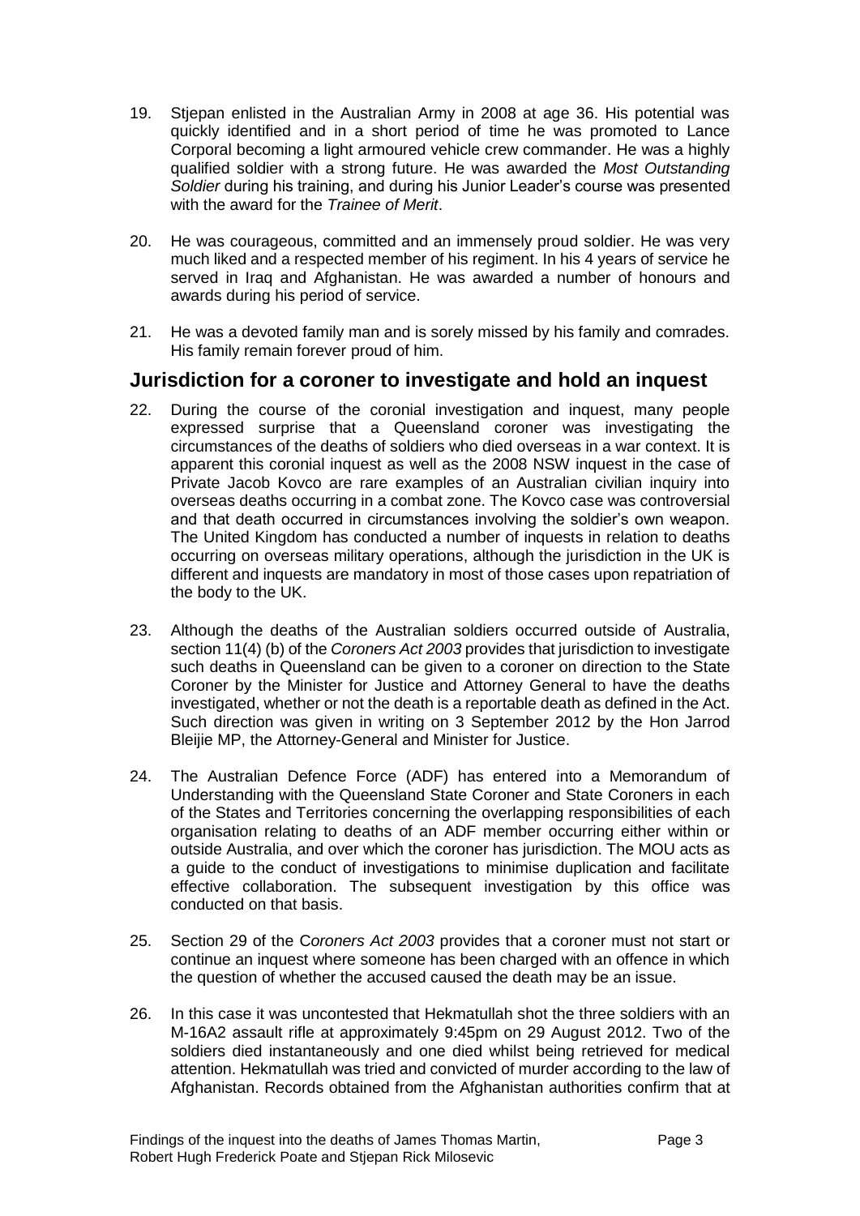19. Stjepan enlisted in the Australian Army in 2008 at age 36. His potential was quickly identified and in a short period of time he was promoted to Lance Corporal becoming a light armoured vehicle crew commander. He was a highly qualified soldier with a strong future. He was awarded the *Most Outstanding Soldier* during his training, and during his Junior Leader's course was presented with the award for the *Trainee of Merit*.

20. He was courageous, committed and an immensely proud soldier. He was very much liked and a respected member of his regiment. In his 4 years of service he served in Iraq and Afghanistan. He was awarded a number of honours and awards during his period of service.

21. He was a devoted family man and is sorely missed by his family and comrades. His family remain forever proud of him.

## Jurisdiction for a coroner to investigate and hold an inquest

22. During the course of the coronial investigation and inquest, many people expressed surprise that a Queensland coroner was investigating the circumstances of the deaths of soldiers who died overseas in a war context. It is apparent this coronial inquest as well as the 2008 NSW inquest in the case of Private Jacob Kovco are rare examples of an Australian civilian inquiry into overseas deaths occurring in a combat zone. The Kovco case was controversial and that death occurred in circumstances involving the soldier's own weapon. The United Kingdom has conducted a number of inquests in relation to deaths occurring on overseas military operations, although the jurisdiction in the UK is different and inquests are mandatory in most of those cases upon repatriation of the body to the UK.

23. Although the deaths of the Australian soldiers occurred outside of Australia, section 11(4) (b) of the *Coroners Act 2003* provides that jurisdiction to investigate such deaths in Queensland can be given to a coroner on direction to the State Coroner by the Minister for Justice and Attorney General to have the deaths investigated, whether or not the death is a reportable death as defined in the Act. Such direction was given in writing on 3 September 2012 by the Hon Jarrod Bleijie MP, the Attorney-General and Minister for Justice.

24. The Australian Defence Force (ADF) has entered into a Memorandum of Understanding with the Queensland State Coroner and State Coroners in each of the States and Territories concerning the overlapping responsibilities of each organisation relating to deaths of an ADF member occurring either within or outside Australia, and over which the coroner has jurisdiction. The MOU acts as a guide to the conduct of investigations to minimise duplication and facilitate effective collaboration. The subsequent investigation by this office was conducted on that basis.

25. Section 29 of the C*oroners Act 2003* provides that a coroner must not start or continue an inquest where someone has been charged with an offence in which the question of whether the accused caused the death may be an issue.

26. In this case it was uncontested that Hekmatullah shot the three soldiers with an M-16A2 assault rifle at approximately 9:45pm on 29 August 2012. Two of the soldiers died instantaneously and one died whilst being retrieved for medical attention. Hekmatullah was tried and convicted of murder according to the law of Afghanistan. Records obtained from the Afghanistan authorities confirm that at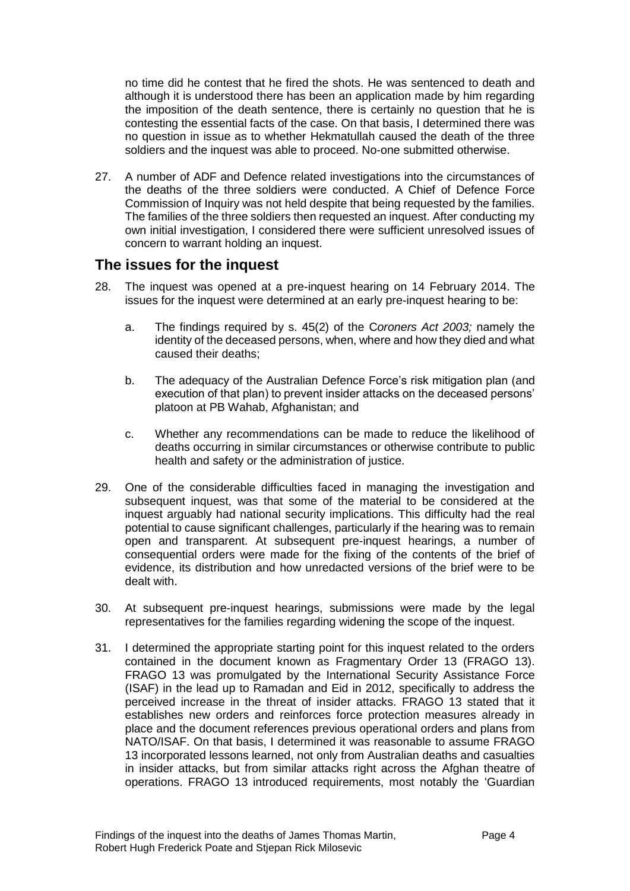no time did he contest that he fired the shots. He was sentenced to death and although it is understood there has been an application made by him regarding the imposition of the death sentence, there is certainly no question that he is contesting the essential facts of the case. On that basis, I determined there was no question in issue as to whether Hekmatullah caused the death of the three soldiers and the inquest was able to proceed. No-one submitted otherwise.

27. A number of ADF and Defence related investigations into the circumstances of the deaths of the three soldiers were conducted. A Chief of Defence Force Commission of Inquiry was not held despite that being requested by the families. The families of the three soldiers then requested an inquest. After conducting my own initial investigation, I considered there were sufficient unresolved issues of concern to warrant holding an inquest.

## The issues for the inquest

28. The inquest was opened at a pre-inquest hearing on 14 February 2014. The issues for the inquest were determined at an early pre-inquest hearing to be:

    a. The findings required by s. 45(2) of the C*oroners Act 2003;* namely the identity of the deceased persons, when, where and how they died and what caused their deaths;

    b. The adequacy of the Australian Defence Force's risk mitigation plan (and execution of that plan) to prevent insider attacks on the deceased persons' platoon at PB Wahab, Afghanistan; and

    c. Whether any recommendations can be made to reduce the likelihood of deaths occurring in similar circumstances or otherwise contribute to public health and safety or the administration of justice.

29. One of the considerable difficulties faced in managing the investigation and subsequent inquest, was that some of the material to be considered at the inquest arguably had national security implications. This difficulty had the real potential to cause significant challenges, particularly if the hearing was to remain open and transparent. At subsequent pre-inquest hearings, a number of consequential orders were made for the fixing of the contents of the brief of evidence, its distribution and how unredacted versions of the brief were to be dealt with.

30. At subsequent pre-inquest hearings, submissions were made by the legal representatives for the families regarding widening the scope of the inquest.

31. I determined the appropriate starting point for this inquest related to the orders contained in the document known as Fragmentary Order 13 (FRAGO 13). FRAGO 13 was promulgated by the International Security Assistance Force (ISAF) in the lead up to Ramadan and Eid in 2012, specifically to address the perceived increase in the threat of insider attacks. FRAGO 13 stated that it establishes new orders and reinforces force protection measures already in place and the document references previous operational orders and plans from NATO/ISAF. On that basis, I determined it was reasonable to assume FRAGO 13 incorporated lessons learned, not only from Australian deaths and casualties in insider attacks, but from similar attacks right across the Afghan theatre of operations. FRAGO 13 introduced requirements, most notably the 'Guardian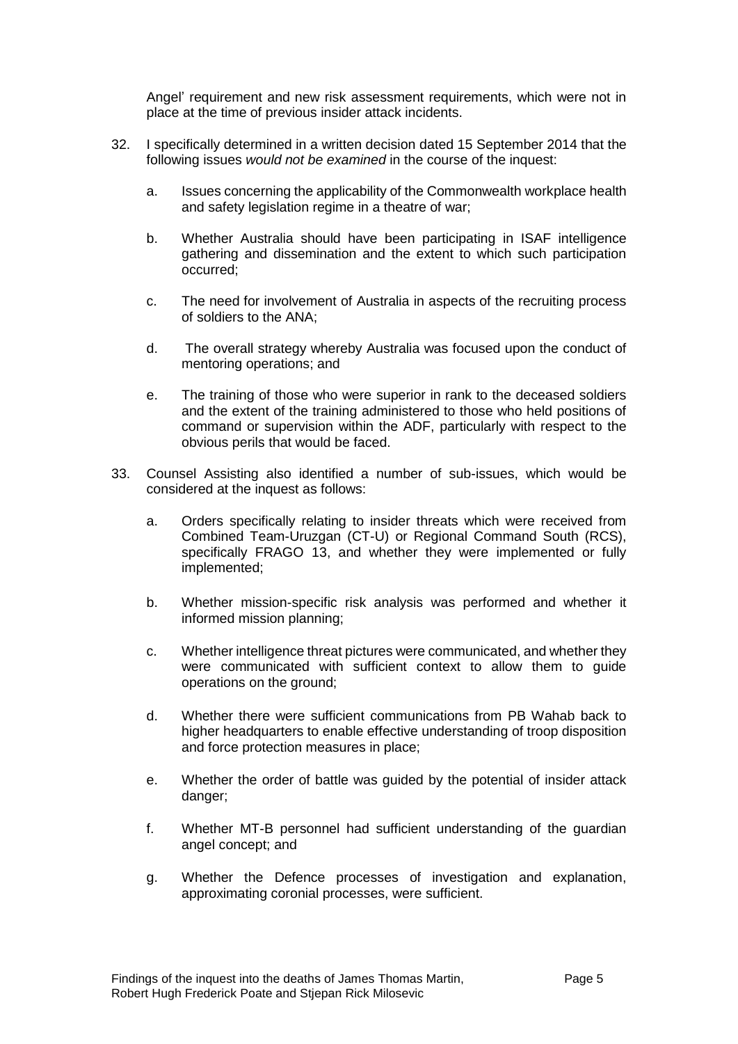Angel' requirement and new risk assessment requirements, which were not in place at the time of previous insider attack incidents.

32. I specifically determined in a written decision dated 15 September 2014 that the following issues *would not be examined* in the course of the inquest:

    a. Issues concerning the applicability of the Commonwealth workplace health and safety legislation regime in a theatre of war;

    b. Whether Australia should have been participating in ISAF intelligence gathering and dissemination and the extent to which such participation occurred;

    c. The need for involvement of Australia in aspects of the recruiting process of soldiers to the ANA;

    d. The overall strategy whereby Australia was focused upon the conduct of mentoring operations; and

    e. The training of those who were superior in rank to the deceased soldiers and the extent of the training administered to those who held positions of command or supervision within the ADF, particularly with respect to the obvious perils that would be faced.

33. Counsel Assisting also identified a number of sub-issues, which would be considered at the inquest as follows:

    a. Orders specifically relating to insider threats which were received from Combined Team-Uruzgan (CT-U) or Regional Command South (RCS), specifically FRAGO 13, and whether they were implemented or fully implemented;

    b. Whether mission-specific risk analysis was performed and whether it informed mission planning;

    c. Whether intelligence threat pictures were communicated, and whether they were communicated with sufficient context to allow them to guide operations on the ground;

    d. Whether there were sufficient communications from PB Wahab back to higher headquarters to enable effective understanding of troop disposition and force protection measures in place;

    e. Whether the order of battle was guided by the potential of insider attack danger;

    f. Whether MT-B personnel had sufficient understanding of the guardian angel concept; and

    g. Whether the Defence processes of investigation and explanation, approximating coronial processes, were sufficient.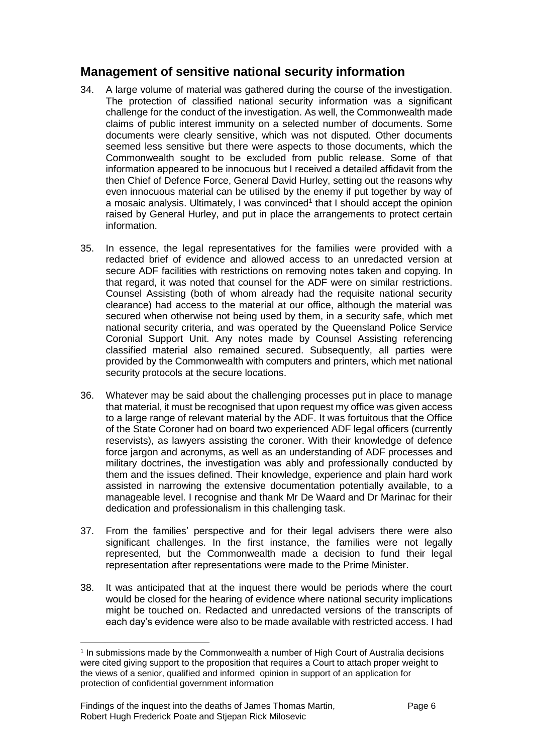## Management of sensitive national security information

34. A large volume of material was gathered during the course of the investigation. The protection of classified national security information was a significant challenge for the conduct of the investigation. As well, the Commonwealth made claims of public interest immunity on a selected number of documents. Some documents were clearly sensitive, which was not disputed. Other documents seemed less sensitive but there were aspects to those documents, which the Commonwealth sought to be excluded from public release. Some of that information appeared to be innocuous but I received a detailed affidavit from the then Chief of Defence Force, General David Hurley, setting out the reasons why even innocuous material can be utilised by the enemy if put together by way of a mosaic analysis. Ultimately, I was convinced[1] that I should accept the opinion raised by General Hurley, and put in place the arrangements to protect certain information.

35. In essence, the legal representatives for the families were provided with a redacted brief of evidence and allowed access to an unredacted version at secure ADF facilities with restrictions on removing notes taken and copying. In that regard, it was noted that counsel for the ADF were on similar restrictions. Counsel Assisting (both of whom already had the requisite national security clearance) had access to the material at our office, although the material was secured when otherwise not being used by them, in a security safe, which met national security criteria, and was operated by the Queensland Police Service Coronial Support Unit. Any notes made by Counsel Assisting referencing classified material also remained secured. Subsequently, all parties were provided by the Commonwealth with computers and printers, which met national security protocols at the secure locations.

36. Whatever may be said about the challenging processes put in place to manage that material, it must be recognised that upon request my office was given access to a large range of relevant material by the ADF. It was fortuitous that the Office of the State Coroner had on board two experienced ADF legal officers (currently reservists), as lawyers assisting the coroner. With their knowledge of defence force jargon and acronyms, as well as an understanding of ADF processes and military doctrines, the investigation was ably and professionally conducted by them and the issues defined. Their knowledge, experience and plain hard work assisted in narrowing the extensive documentation potentially available, to a manageable level. I recognise and thank Mr De Waard and Dr Marinac for their dedication and professionalism in this challenging task.

37. From the families' perspective and for their legal advisers there were also significant challenges. In the first instance, the families were not legally represented, but the Commonwealth made a decision to fund their legal representation after representations were made to the Prime Minister.

38. It was anticipated that at the inquest there would be periods where the court would be closed for the hearing of evidence where national security implications might be touched on. Redacted and unredacted versions of the transcripts of each day's evidence were also to be made available with restricted access. I had

---

[1] In submissions made by the Commonwealth a number of High Court of Australia decisions were cited giving support to the proposition that requires a Court to attach proper weight to the views of a senior, qualified and informed opinion in support of an application for protection of confidential government information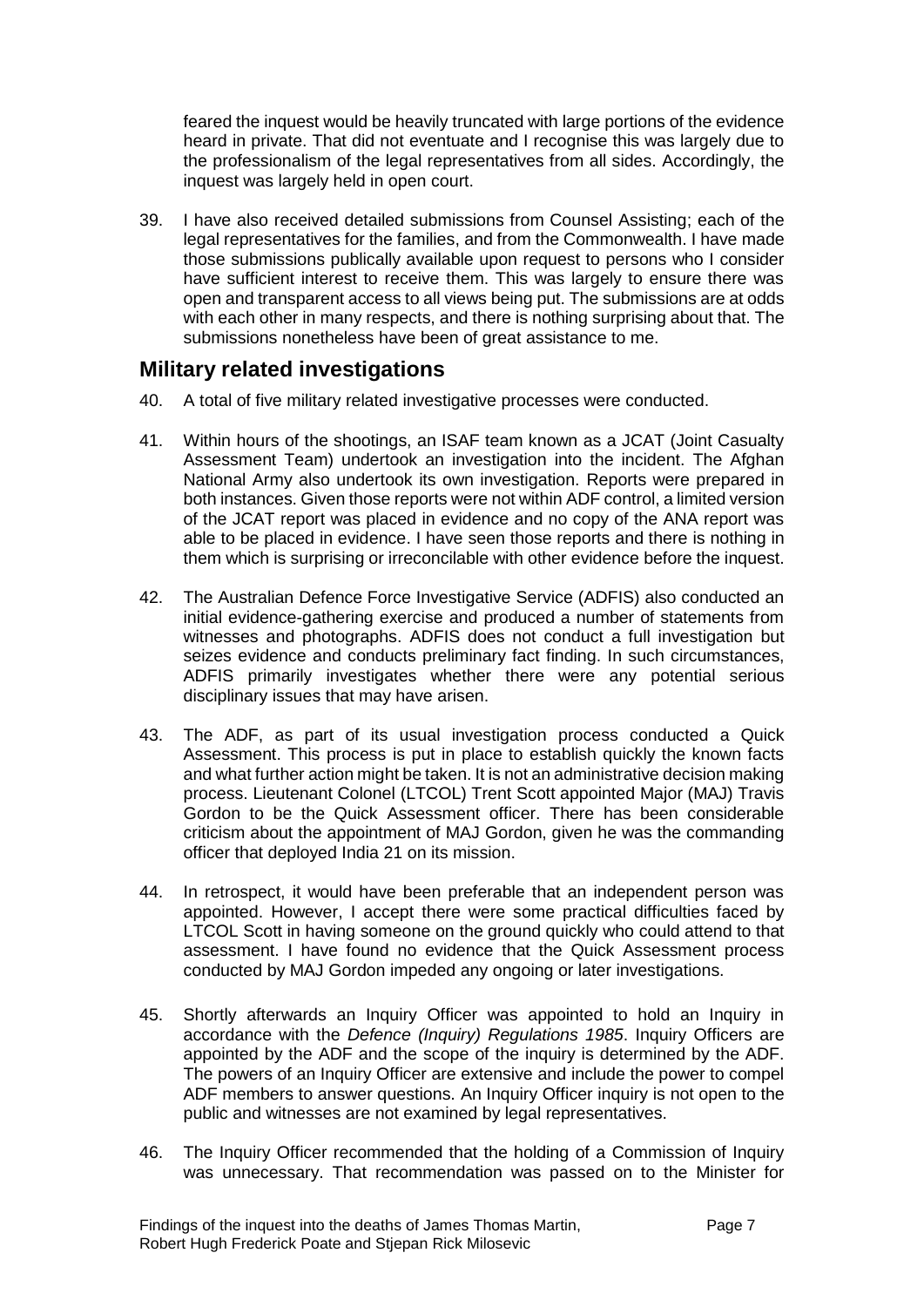feared the inquest would be heavily truncated with large portions of the evidence heard in private. That did not eventuate and I recognise this was largely due to the professionalism of the legal representatives from all sides. Accordingly, the inquest was largely held in open court.

39. I have also received detailed submissions from Counsel Assisting; each of the legal representatives for the families, and from the Commonwealth. I have made those submissions publically available upon request to persons who I consider have sufficient interest to receive them. This was largely to ensure there was open and transparent access to all views being put. The submissions are at odds with each other in many respects, and there is nothing surprising about that. The submissions nonetheless have been of great assistance to me.

## Military related investigations

40. A total of five military related investigative processes were conducted.

41. Within hours of the shootings, an ISAF team known as a JCAT (Joint Casualty Assessment Team) undertook an investigation into the incident. The Afghan National Army also undertook its own investigation. Reports were prepared in both instances. Given those reports were not within ADF control, a limited version of the JCAT report was placed in evidence and no copy of the ANA report was able to be placed in evidence. I have seen those reports and there is nothing in them which is surprising or irreconcilable with other evidence before the inquest.

42. The Australian Defence Force Investigative Service (ADFIS) also conducted an initial evidence-gathering exercise and produced a number of statements from witnesses and photographs. ADFIS does not conduct a full investigation but seizes evidence and conducts preliminary fact finding. In such circumstances, ADFIS primarily investigates whether there were any potential serious disciplinary issues that may have arisen.

43. The ADF, as part of its usual investigation process conducted a Quick Assessment. This process is put in place to establish quickly the known facts and what further action might be taken. It is not an administrative decision making process. Lieutenant Colonel (LTCOL) Trent Scott appointed Major (MAJ) Travis Gordon to be the Quick Assessment officer. There has been considerable criticism about the appointment of MAJ Gordon, given he was the commanding officer that deployed India 21 on its mission.

44. In retrospect, it would have been preferable that an independent person was appointed. However, I accept there were some practical difficulties faced by LTCOL Scott in having someone on the ground quickly who could attend to that assessment. I have found no evidence that the Quick Assessment process conducted by MAJ Gordon impeded any ongoing or later investigations.

45. Shortly afterwards an Inquiry Officer was appointed to hold an Inquiry in accordance with the *Defence (Inquiry) Regulations 1985*. Inquiry Officers are appointed by the ADF and the scope of the inquiry is determined by the ADF. The powers of an Inquiry Officer are extensive and include the power to compel ADF members to answer questions. An Inquiry Officer inquiry is not open to the public and witnesses are not examined by legal representatives.

46. The Inquiry Officer recommended that the holding of a Commission of Inquiry was unnecessary. That recommendation was passed on to the Minister for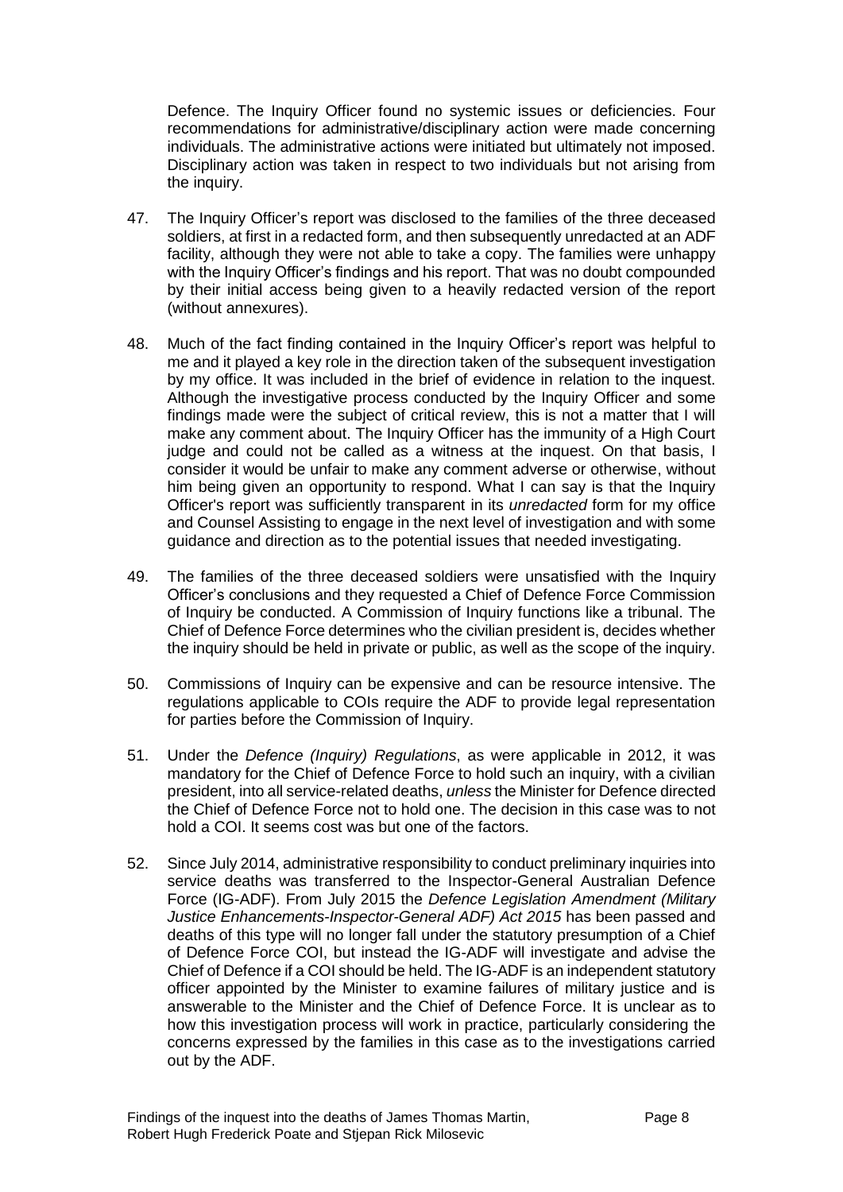Defence. The Inquiry Officer found no systemic issues or deficiencies. Four recommendations for administrative/disciplinary action were made concerning individuals. The administrative actions were initiated but ultimately not imposed. Disciplinary action was taken in respect to two individuals but not arising from the inquiry.

47. The Inquiry Officer's report was disclosed to the families of the three deceased soldiers, at first in a redacted form, and then subsequently unredacted at an ADF facility, although they were not able to take a copy. The families were unhappy with the Inquiry Officer's findings and his report. That was no doubt compounded by their initial access being given to a heavily redacted version of the report (without annexures).

48. Much of the fact finding contained in the Inquiry Officer's report was helpful to me and it played a key role in the direction taken of the subsequent investigation by my office. It was included in the brief of evidence in relation to the inquest. Although the investigative process conducted by the Inquiry Officer and some findings made were the subject of critical review, this is not a matter that I will make any comment about. The Inquiry Officer has the immunity of a High Court judge and could not be called as a witness at the inquest. On that basis, I consider it would be unfair to make any comment adverse or otherwise, without him being given an opportunity to respond. What I can say is that the Inquiry Officer's report was sufficiently transparent in its *unredacted* form for my office and Counsel Assisting to engage in the next level of investigation and with some guidance and direction as to the potential issues that needed investigating.

49. The families of the three deceased soldiers were unsatisfied with the Inquiry Officer's conclusions and they requested a Chief of Defence Force Commission of Inquiry be conducted. A Commission of Inquiry functions like a tribunal. The Chief of Defence Force determines who the civilian president is, decides whether the inquiry should be held in private or public, as well as the scope of the inquiry.

50. Commissions of Inquiry can be expensive and can be resource intensive. The regulations applicable to COIs require the ADF to provide legal representation for parties before the Commission of Inquiry.

51. Under the *Defence (Inquiry) Regulations*, as were applicable in 2012, it was mandatory for the Chief of Defence Force to hold such an inquiry, with a civilian president, into all service-related deaths, *unless* the Minister for Defence directed the Chief of Defence Force not to hold one. The decision in this case was to not hold a COI. It seems cost was but one of the factors.

52. Since July 2014, administrative responsibility to conduct preliminary inquiries into service deaths was transferred to the Inspector-General Australian Defence Force (IG-ADF). From July 2015 the *Defence Legislation Amendment (Military Justice Enhancements-Inspector-General ADF) Act 2015* has been passed and deaths of this type will no longer fall under the statutory presumption of a Chief of Defence Force COI, but instead the IG-ADF will investigate and advise the Chief of Defence if a COI should be held. The IG-ADF is an independent statutory officer appointed by the Minister to examine failures of military justice and is answerable to the Minister and the Chief of Defence Force. It is unclear as to how this investigation process will work in practice, particularly considering the concerns expressed by the families in this case as to the investigations carried out by the ADF.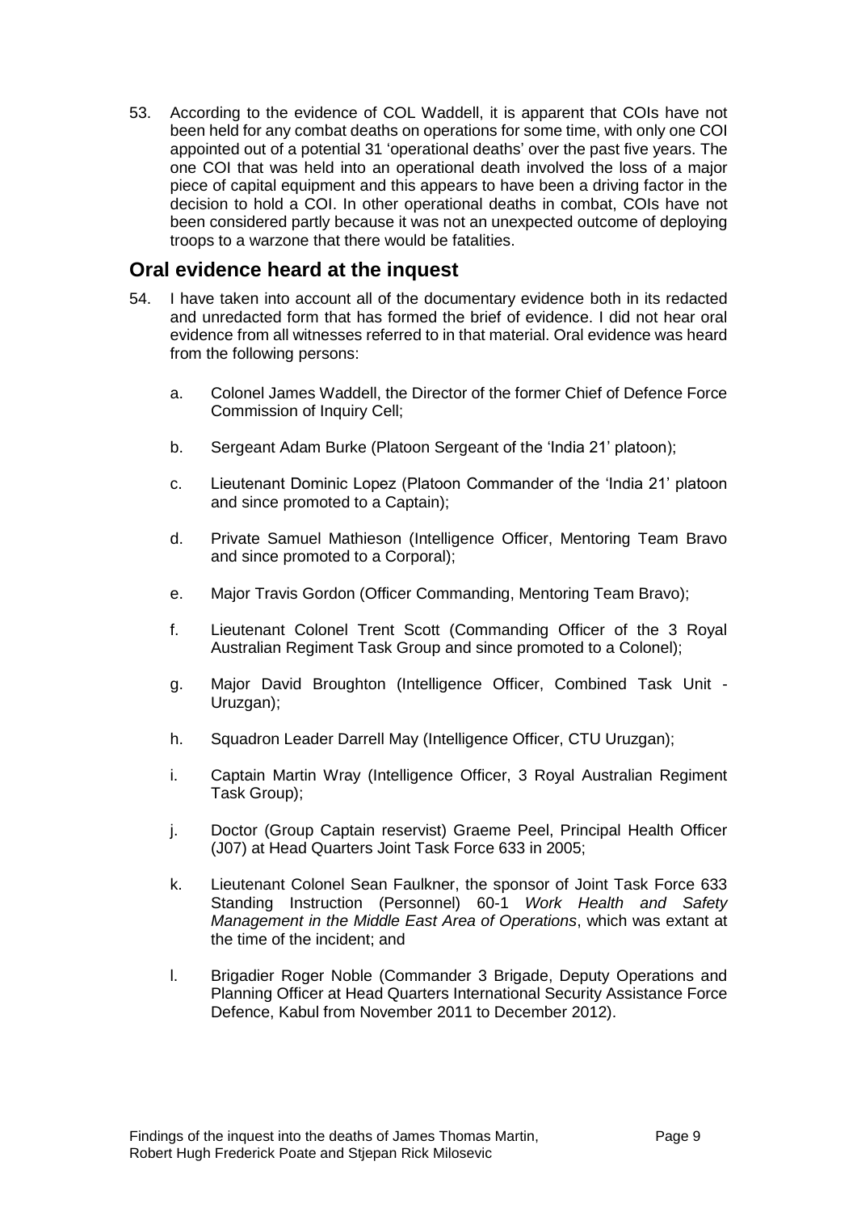53. According to the evidence of COL Waddell, it is apparent that COIs have not been held for any combat deaths on operations for some time, with only one COI appointed out of a potential 31 'operational deaths' over the past five years. The one COI that was held into an operational death involved the loss of a major piece of capital equipment and this appears to have been a driving factor in the decision to hold a COI. In other operational deaths in combat, COIs have not been considered partly because it was not an unexpected outcome of deploying troops to a warzone that there would be fatalities.

## Oral evidence heard at the inquest

54. I have taken into account all of the documentary evidence both in its redacted and unredacted form that has formed the brief of evidence. I did not hear oral evidence from all witnesses referred to in that material. Oral evidence was heard from the following persons:

    a. Colonel James Waddell, the Director of the former Chief of Defence Force Commission of Inquiry Cell;

    b. Sergeant Adam Burke (Platoon Sergeant of the 'India 21' platoon);

    c. Lieutenant Dominic Lopez (Platoon Commander of the 'India 21' platoon and since promoted to a Captain);

    d. Private Samuel Mathieson (Intelligence Officer, Mentoring Team Bravo and since promoted to a Corporal);

    e. Major Travis Gordon (Officer Commanding, Mentoring Team Bravo);

    f. Lieutenant Colonel Trent Scott (Commanding Officer of the 3 Royal Australian Regiment Task Group and since promoted to a Colonel);

    g. Major David Broughton (Intelligence Officer, Combined Task Unit - Uruzgan);

    h. Squadron Leader Darrell May (Intelligence Officer, CTU Uruzgan);

    i. Captain Martin Wray (Intelligence Officer, 3 Royal Australian Regiment Task Group);

    j. Doctor (Group Captain reservist) Graeme Peel, Principal Health Officer (J07) at Head Quarters Joint Task Force 633 in 2005;

    k. Lieutenant Colonel Sean Faulkner, the sponsor of Joint Task Force 633 Standing Instruction (Personnel) 60-1 *Work Health and Safety Management in the Middle East Area of Operations*, which was extant at the time of the incident; and

    l. Brigadier Roger Noble (Commander 3 Brigade, Deputy Operations and Planning Officer at Head Quarters International Security Assistance Force Defence, Kabul from November 2011 to December 2012).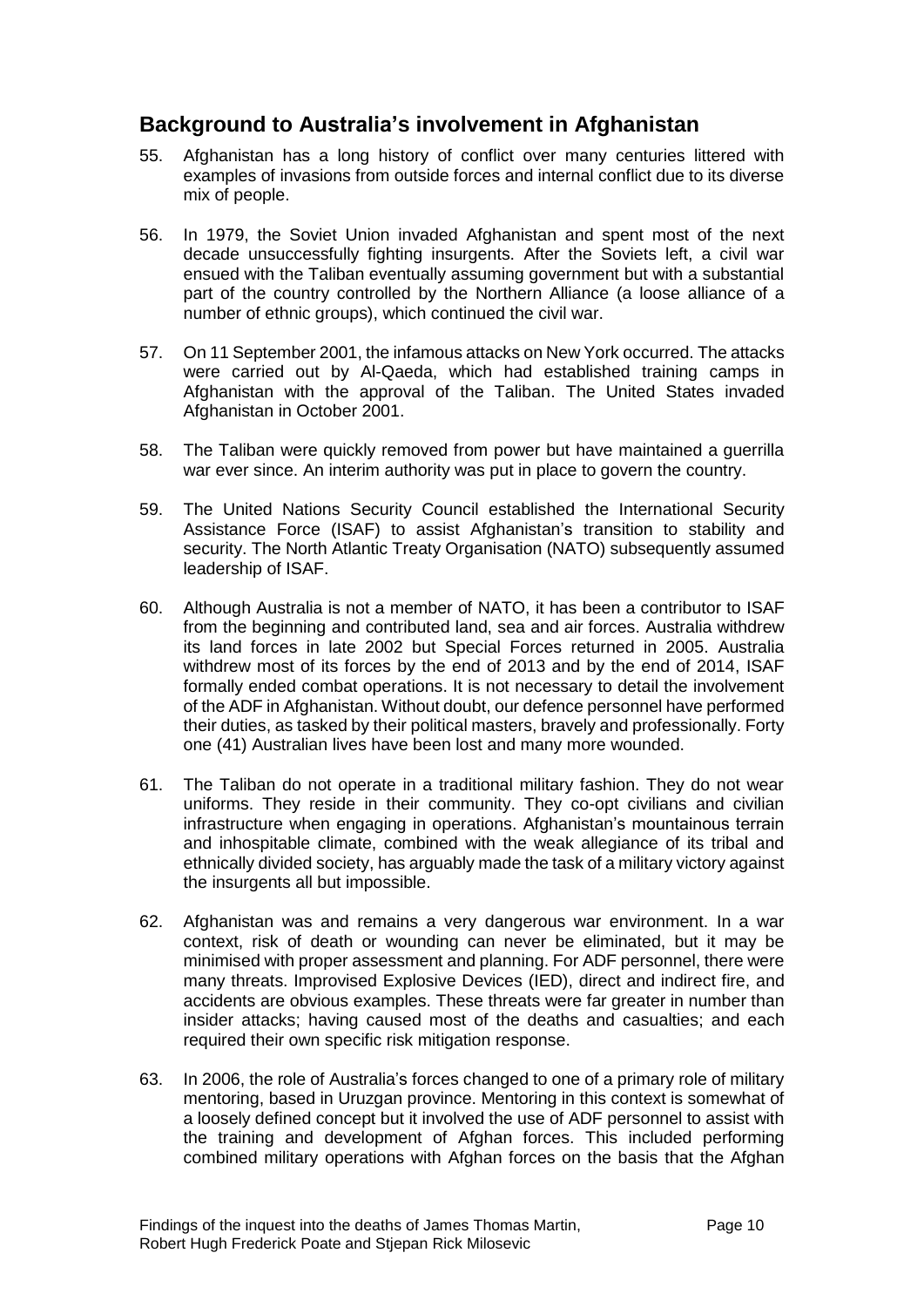## Background to Australia's involvement in Afghanistan

55. Afghanistan has a long history of conflict over many centuries littered with examples of invasions from outside forces and internal conflict due to its diverse mix of people.

56. In 1979, the Soviet Union invaded Afghanistan and spent most of the next decade unsuccessfully fighting insurgents. After the Soviets left, a civil war ensued with the Taliban eventually assuming government but with a substantial part of the country controlled by the Northern Alliance (a loose alliance of a number of ethnic groups), which continued the civil war.

57. On 11 September 2001, the infamous attacks on New York occurred. The attacks were carried out by Al-Qaeda, which had established training camps in Afghanistan with the approval of the Taliban. The United States invaded Afghanistan in October 2001.

58. The Taliban were quickly removed from power but have maintained a guerrilla war ever since. An interim authority was put in place to govern the country.

59. The United Nations Security Council established the International Security Assistance Force (ISAF) to assist Afghanistan's transition to stability and security. The North Atlantic Treaty Organisation (NATO) subsequently assumed leadership of ISAF.

60. Although Australia is not a member of NATO, it has been a contributor to ISAF from the beginning and contributed land, sea and air forces. Australia withdrew its land forces in late 2002 but Special Forces returned in 2005. Australia withdrew most of its forces by the end of 2013 and by the end of 2014, ISAF formally ended combat operations. It is not necessary to detail the involvement of the ADF in Afghanistan. Without doubt, our defence personnel have performed their duties, as tasked by their political masters, bravely and professionally. Forty one (41) Australian lives have been lost and many more wounded.

61. The Taliban do not operate in a traditional military fashion. They do not wear uniforms. They reside in their community. They co-opt civilians and civilian infrastructure when engaging in operations. Afghanistan's mountainous terrain and inhospitable climate, combined with the weak allegiance of its tribal and ethnically divided society, has arguably made the task of a military victory against the insurgents all but impossible.

62. Afghanistan was and remains a very dangerous war environment. In a war context, risk of death or wounding can never be eliminated, but it may be minimised with proper assessment and planning. For ADF personnel, there were many threats. Improvised Explosive Devices (IED), direct and indirect fire, and accidents are obvious examples. These threats were far greater in number than insider attacks; having caused most of the deaths and casualties; and each required their own specific risk mitigation response.

63. In 2006, the role of Australia's forces changed to one of a primary role of military mentoring, based in Uruzgan province. Mentoring in this context is somewhat of a loosely defined concept but it involved the use of ADF personnel to assist with the training and development of Afghan forces. This included performing combined military operations with Afghan forces on the basis that the Afghan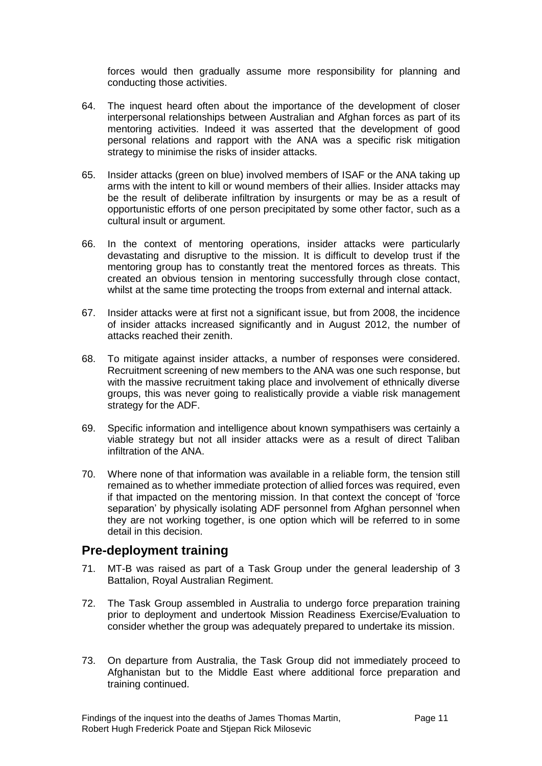forces would then gradually assume more responsibility for planning and conducting those activities.

64. The inquest heard often about the importance of the development of closer interpersonal relationships between Australian and Afghan forces as part of its mentoring activities. Indeed it was asserted that the development of good personal relations and rapport with the ANA was a specific risk mitigation strategy to minimise the risks of insider attacks.

65. Insider attacks (green on blue) involved members of ISAF or the ANA taking up arms with the intent to kill or wound members of their allies. Insider attacks may be the result of deliberate infiltration by insurgents or may be as a result of opportunistic efforts of one person precipitated by some other factor, such as a cultural insult or argument.

66. In the context of mentoring operations, insider attacks were particularly devastating and disruptive to the mission. It is difficult to develop trust if the mentoring group has to constantly treat the mentored forces as threats. This created an obvious tension in mentoring successfully through close contact, whilst at the same time protecting the troops from external and internal attack.

67. Insider attacks were at first not a significant issue, but from 2008, the incidence of insider attacks increased significantly and in August 2012, the number of attacks reached their zenith.

68. To mitigate against insider attacks, a number of responses were considered. Recruitment screening of new members to the ANA was one such response, but with the massive recruitment taking place and involvement of ethnically diverse groups, this was never going to realistically provide a viable risk management strategy for the ADF.

69. Specific information and intelligence about known sympathisers was certainly a viable strategy but not all insider attacks were as a result of direct Taliban infiltration of the ANA.

70. Where none of that information was available in a reliable form, the tension still remained as to whether immediate protection of allied forces was required, even if that impacted on the mentoring mission. In that context the concept of 'force separation' by physically isolating ADF personnel from Afghan personnel when they are not working together, is one option which will be referred to in some detail in this decision.

## Pre-deployment training

71. MT-B was raised as part of a Task Group under the general leadership of 3 Battalion, Royal Australian Regiment.

72. The Task Group assembled in Australia to undergo force preparation training prior to deployment and undertook Mission Readiness Exercise/Evaluation to consider whether the group was adequately prepared to undertake its mission.

73. On departure from Australia, the Task Group did not immediately proceed to Afghanistan but to the Middle East where additional force preparation and training continued.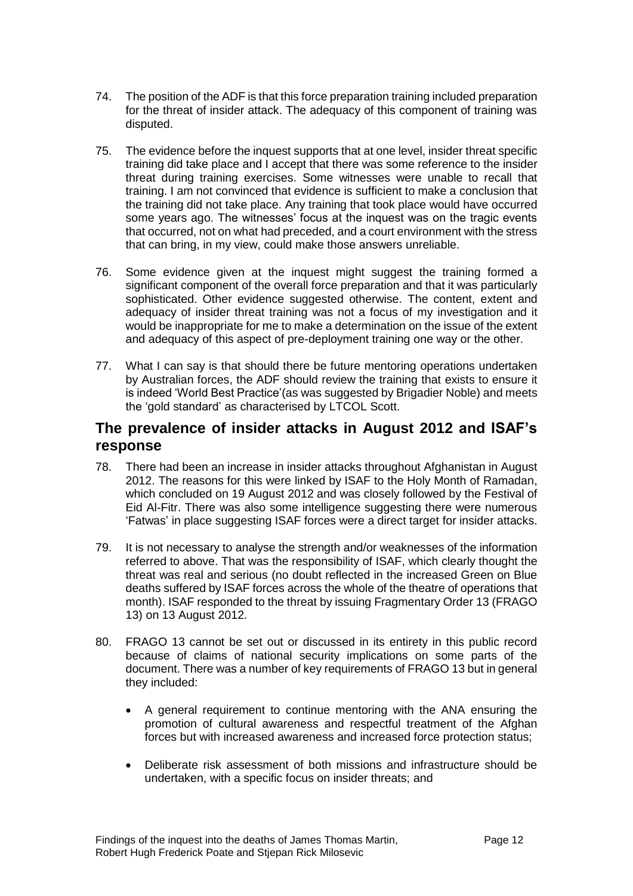74. The position of the ADF is that this force preparation training included preparation for the threat of insider attack. The adequacy of this component of training was disputed.

75. The evidence before the inquest supports that at one level, insider threat specific training did take place and I accept that there was some reference to the insider threat during training exercises. Some witnesses were unable to recall that training. I am not convinced that evidence is sufficient to make a conclusion that the training did not take place. Any training that took place would have occurred some years ago. The witnesses' focus at the inquest was on the tragic events that occurred, not on what had preceded, and a court environment with the stress that can bring, in my view, could make those answers unreliable.

76. Some evidence given at the inquest might suggest the training formed a significant component of the overall force preparation and that it was particularly sophisticated. Other evidence suggested otherwise. The content, extent and adequacy of insider threat training was not a focus of my investigation and it would be inappropriate for me to make a determination on the issue of the extent and adequacy of this aspect of pre-deployment training one way or the other.

77. What I can say is that should there be future mentoring operations undertaken by Australian forces, the ADF should review the training that exists to ensure it is indeed 'World Best Practice'(as was suggested by Brigadier Noble) and meets the 'gold standard' as characterised by LTCOL Scott.

## The prevalence of insider attacks in August 2012 and ISAF's response

78. There had been an increase in insider attacks throughout Afghanistan in August 2012. The reasons for this were linked by ISAF to the Holy Month of Ramadan, which concluded on 19 August 2012 and was closely followed by the Festival of Eid Al-Fitr. There was also some intelligence suggesting there were numerous 'Fatwas' in place suggesting ISAF forces were a direct target for insider attacks.

79. It is not necessary to analyse the strength and/or weaknesses of the information referred to above. That was the responsibility of ISAF, which clearly thought the threat was real and serious (no doubt reflected in the increased Green on Blue deaths suffered by ISAF forces across the whole of the theatre of operations that month). ISAF responded to the threat by issuing Fragmentary Order 13 (FRAGO 13) on 13 August 2012.

80. FRAGO 13 cannot be set out or discussed in its entirety in this public record because of claims of national security implications on some parts of the document. There was a number of key requirements of FRAGO 13 but in general they included:

   - A general requirement to continue mentoring with the ANA ensuring the promotion of cultural awareness and respectful treatment of the Afghan forces but with increased awareness and increased force protection status;

   - Deliberate risk assessment of both missions and infrastructure should be undertaken, with a specific focus on insider threats; and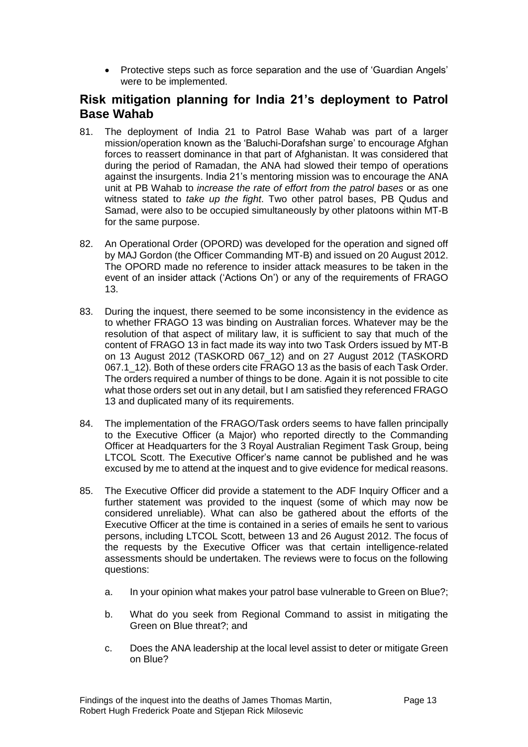- Protective steps such as force separation and the use of 'Guardian Angels' were to be implemented.

## Risk mitigation planning for India 21's deployment to Patrol Base Wahab

81. The deployment of India 21 to Patrol Base Wahab was part of a larger mission/operation known as the 'Baluchi-Dorafshan surge' to encourage Afghan forces to reassert dominance in that part of Afghanistan. It was considered that during the period of Ramadan, the ANA had slowed their tempo of operations against the insurgents. India 21's mentoring mission was to encourage the ANA unit at PB Wahab to *increase the rate of effort from the patrol bases* or as one witness stated to *take up the fight*. Two other patrol bases, PB Qudus and Samad, were also to be occupied simultaneously by other platoons within MT-B for the same purpose.

82. An Operational Order (OPORD) was developed for the operation and signed off by MAJ Gordon (the Officer Commanding MT-B) and issued on 20 August 2012. The OPORD made no reference to insider attack measures to be taken in the event of an insider attack ('Actions On') or any of the requirements of FRAGO 13.

83. During the inquest, there seemed to be some inconsistency in the evidence as to whether FRAGO 13 was binding on Australian forces. Whatever may be the resolution of that aspect of military law, it is sufficient to say that much of the content of FRAGO 13 in fact made its way into two Task Orders issued by MT-B on 13 August 2012 (TASKORD 067_12) and on 27 August 2012 (TASKORD 067.1_12). Both of these orders cite FRAGO 13 as the basis of each Task Order. The orders required a number of things to be done. Again it is not possible to cite what those orders set out in any detail, but I am satisfied they referenced FRAGO 13 and duplicated many of its requirements.

84. The implementation of the FRAGO/Task orders seems to have fallen principally to the Executive Officer (a Major) who reported directly to the Commanding Officer at Headquarters for the 3 Royal Australian Regiment Task Group, being LTCOL Scott. The Executive Officer's name cannot be published and he was excused by me to attend at the inquest and to give evidence for medical reasons.

85. The Executive Officer did provide a statement to the ADF Inquiry Officer and a further statement was provided to the inquest (some of which may now be considered unreliable). What can also be gathered about the efforts of the Executive Officer at the time is contained in a series of emails he sent to various persons, including LTCOL Scott, between 13 and 26 August 2012. The focus of the requests by the Executive Officer was that certain intelligence-related assessments should be undertaken. The reviews were to focus on the following questions:

    a. In your opinion what makes your patrol base vulnerable to Green on Blue?;

    b. What do you seek from Regional Command to assist in mitigating the Green on Blue threat?; and

    c. Does the ANA leadership at the local level assist to deter or mitigate Green on Blue?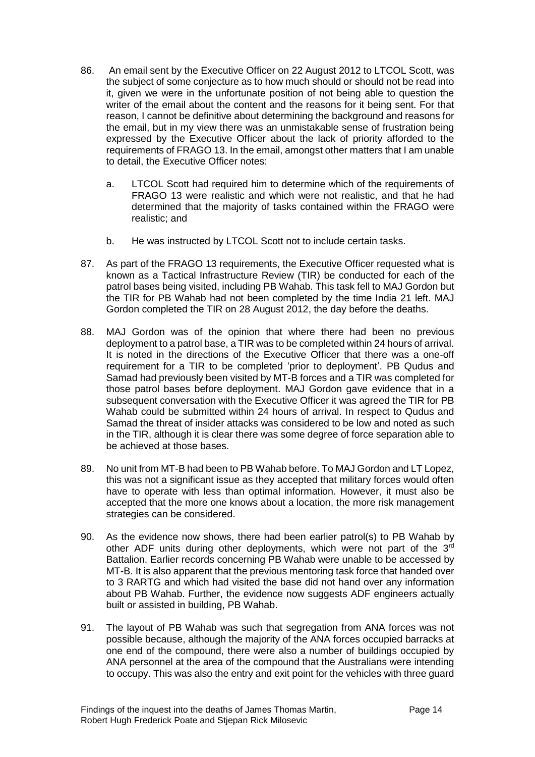86. An email sent by the Executive Officer on 22 August 2012 to LTCOL Scott, was the subject of some conjecture as to how much should or should not be read into it, given we were in the unfortunate position of not being able to question the writer of the email about the content and the reasons for it being sent. For that reason, I cannot be definitive about determining the background and reasons for the email, but in my view there was an unmistakable sense of frustration being expressed by the Executive Officer about the lack of priority afforded to the requirements of FRAGO 13. In the email, amongst other matters that I am unable to detail, the Executive Officer notes:

    a. LTCOL Scott had required him to determine which of the requirements of FRAGO 13 were realistic and which were not realistic, and that he had determined that the majority of tasks contained within the FRAGO were realistic; and

    b. He was instructed by LTCOL Scott not to include certain tasks.

87. As part of the FRAGO 13 requirements, the Executive Officer requested what is known as a Tactical Infrastructure Review (TIR) be conducted for each of the patrol bases being visited, including PB Wahab. This task fell to MAJ Gordon but the TIR for PB Wahab had not been completed by the time India 21 left. MAJ Gordon completed the TIR on 28 August 2012, the day before the deaths.

88. MAJ Gordon was of the opinion that where there had been no previous deployment to a patrol base, a TIR was to be completed within 24 hours of arrival. It is noted in the directions of the Executive Officer that there was a one-off requirement for a TIR to be completed 'prior to deployment'. PB Qudus and Samad had previously been visited by MT-B forces and a TIR was completed for those patrol bases before deployment. MAJ Gordon gave evidence that in a subsequent conversation with the Executive Officer it was agreed the TIR for PB Wahab could be submitted within 24 hours of arrival. In respect to Qudus and Samad the threat of insider attacks was considered to be low and noted as such in the TIR, although it is clear there was some degree of force separation able to be achieved at those bases.

89. No unit from MT-B had been to PB Wahab before. To MAJ Gordon and LT Lopez, this was not a significant issue as they accepted that military forces would often have to operate with less than optimal information. However, it must also be accepted that the more one knows about a location, the more risk management strategies can be considered.

90. As the evidence now shows, there had been earlier patrol(s) to PB Wahab by other ADF units during other deployments, which were not part of the 3rd Battalion. Earlier records concerning PB Wahab were unable to be accessed by MT-B. It is also apparent that the previous mentoring task force that handed over to 3 RARTG and which had visited the base did not hand over any information about PB Wahab. Further, the evidence now suggests ADF engineers actually built or assisted in building, PB Wahab.

91. The layout of PB Wahab was such that segregation from ANA forces was not possible because, although the majority of the ANA forces occupied barracks at one end of the compound, there were also a number of buildings occupied by ANA personnel at the area of the compound that the Australians were intending to occupy. This was also the entry and exit point for the vehicles with three guard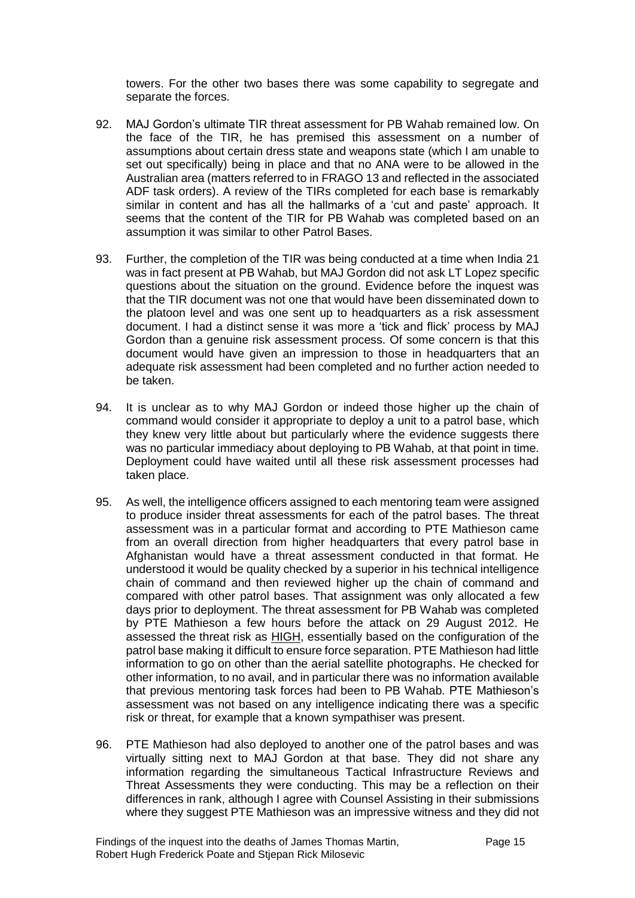towers. For the other two bases there was some capability to segregate and separate the forces.

92. MAJ Gordon's ultimate TIR threat assessment for PB Wahab remained low. On the face of the TIR, he has premised this assessment on a number of assumptions about certain dress state and weapons state (which I am unable to set out specifically) being in place and that no ANA were to be allowed in the Australian area (matters referred to in FRAGO 13 and reflected in the associated ADF task orders). A review of the TIRs completed for each base is remarkably similar in content and has all the hallmarks of a 'cut and paste' approach. It seems that the content of the TIR for PB Wahab was completed based on an assumption it was similar to other Patrol Bases.

93. Further, the completion of the TIR was being conducted at a time when India 21 was in fact present at PB Wahab, but MAJ Gordon did not ask LT Lopez specific questions about the situation on the ground. Evidence before the inquest was that the TIR document was not one that would have been disseminated down to the platoon level and was one sent up to headquarters as a risk assessment document. I had a distinct sense it was more a 'tick and flick' process by MAJ Gordon than a genuine risk assessment process. Of some concern is that this document would have given an impression to those in headquarters that an adequate risk assessment had been completed and no further action needed to be taken.

94. It is unclear as to why MAJ Gordon or indeed those higher up the chain of command would consider it appropriate to deploy a unit to a patrol base, which they knew very little about but particularly where the evidence suggests there was no particular immediacy about deploying to PB Wahab, at that point in time. Deployment could have waited until all these risk assessment processes had taken place.

95. As well, the intelligence officers assigned to each mentoring team were assigned to produce insider threat assessments for each of the patrol bases. The threat assessment was in a particular format and according to PTE Mathieson came from an overall direction from higher headquarters that every patrol base in Afghanistan would have a threat assessment conducted in that format. He understood it would be quality checked by a superior in his technical intelligence chain of command and then reviewed higher up the chain of command and compared with other patrol bases. That assignment was only allocated a few days prior to deployment. The threat assessment for PB Wahab was completed by PTE Mathieson a few hours before the attack on 29 August 2012. He assessed the threat risk as <u>HIGH</u>, essentially based on the configuration of the patrol base making it difficult to ensure force separation. PTE Mathieson had little information to go on other than the aerial satellite photographs. He checked for other information, to no avail, and in particular there was no information available that previous mentoring task forces had been to PB Wahab. PTE Mathieson's assessment was not based on any intelligence indicating there was a specific risk or threat, for example that a known sympathiser was present.

96. PTE Mathieson had also deployed to another one of the patrol bases and was virtually sitting next to MAJ Gordon at that base. They did not share any information regarding the simultaneous Tactical Infrastructure Reviews and Threat Assessments they were conducting. This may be a reflection on their differences in rank, although I agree with Counsel Assisting in their submissions where they suggest PTE Mathieson was an impressive witness and they did not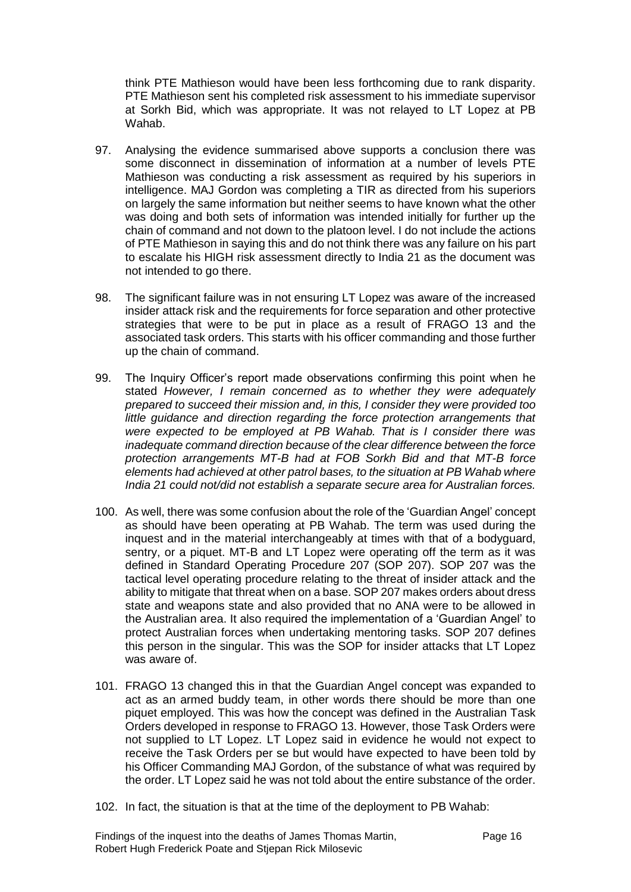think PTE Mathieson would have been less forthcoming due to rank disparity. PTE Mathieson sent his completed risk assessment to his immediate supervisor at Sorkh Bid, which was appropriate. It was not relayed to LT Lopez at PB Wahab.

97. Analysing the evidence summarised above supports a conclusion there was some disconnect in dissemination of information at a number of levels PTE Mathieson was conducting a risk assessment as required by his superiors in intelligence. MAJ Gordon was completing a TIR as directed from his superiors on largely the same information but neither seems to have known what the other was doing and both sets of information was intended initially for further up the chain of command and not down to the platoon level. I do not include the actions of PTE Mathieson in saying this and do not think there was any failure on his part to escalate his HIGH risk assessment directly to India 21 as the document was not intended to go there.

98. The significant failure was in not ensuring LT Lopez was aware of the increased insider attack risk and the requirements for force separation and other protective strategies that were to be put in place as a result of FRAGO 13 and the associated task orders. This starts with his officer commanding and those further up the chain of command.

99. The Inquiry Officer's report made observations confirming this point when he stated *However, I remain concerned as to whether they were adequately prepared to succeed their mission and, in this, I consider they were provided too little guidance and direction regarding the force protection arrangements that were expected to be employed at PB Wahab. That is I consider there was inadequate command direction because of the clear difference between the force protection arrangements MT-B had at FOB Sorkh Bid and that MT-B force elements had achieved at other patrol bases, to the situation at PB Wahab where India 21 could not/did not establish a separate secure area for Australian forces.*

100. As well, there was some confusion about the role of the 'Guardian Angel' concept as should have been operating at PB Wahab. The term was used during the inquest and in the material interchangeably at times with that of a bodyguard, sentry, or a piquet. MT-B and LT Lopez were operating off the term as it was defined in Standard Operating Procedure 207 (SOP 207). SOP 207 was the tactical level operating procedure relating to the threat of insider attack and the ability to mitigate that threat when on a base. SOP 207 makes orders about dress state and weapons state and also provided that no ANA were to be allowed in the Australian area. It also required the implementation of a 'Guardian Angel' to protect Australian forces when undertaking mentoring tasks. SOP 207 defines this person in the singular. This was the SOP for insider attacks that LT Lopez was aware of.

101. FRAGO 13 changed this in that the Guardian Angel concept was expanded to act as an armed buddy team, in other words there should be more than one piquet employed. This was how the concept was defined in the Australian Task Orders developed in response to FRAGO 13. However, those Task Orders were not supplied to LT Lopez. LT Lopez said in evidence he would not expect to receive the Task Orders per se but would have expected to have been told by his Officer Commanding MAJ Gordon, of the substance of what was required by the order. LT Lopez said he was not told about the entire substance of the order.

102. In fact, the situation is that at the time of the deployment to PB Wahab: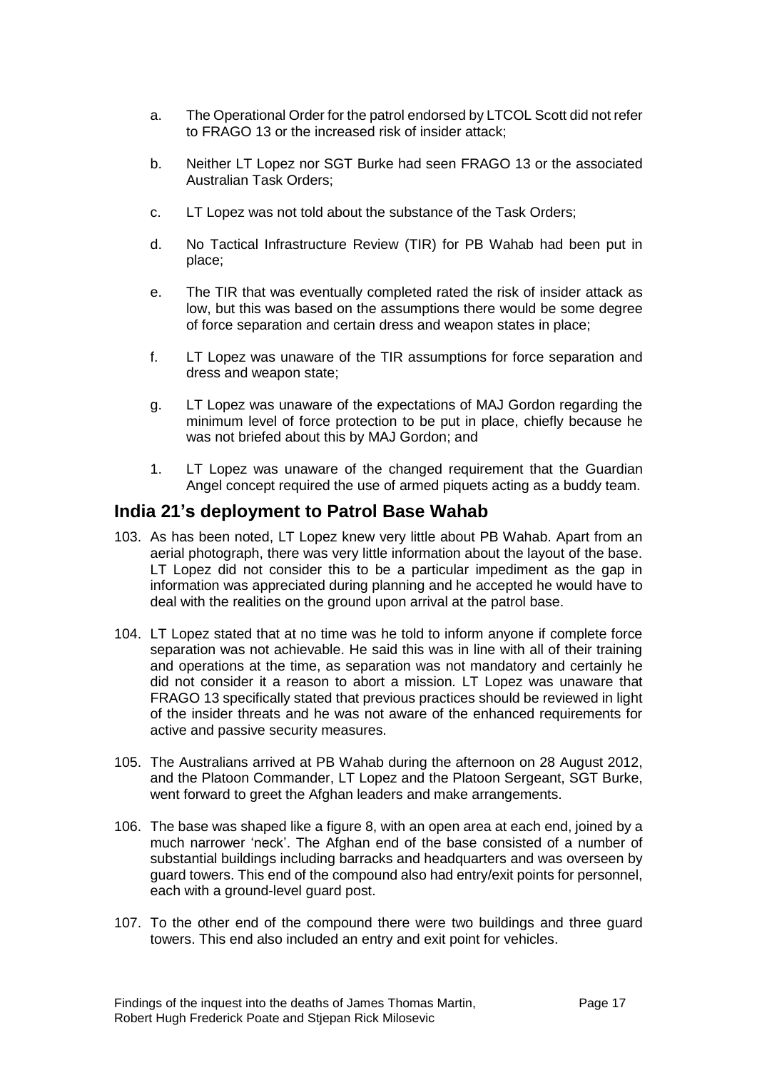a. The Operational Order for the patrol endorsed by LTCOL Scott did not refer to FRAGO 13 or the increased risk of insider attack;

b. Neither LT Lopez nor SGT Burke had seen FRAGO 13 or the associated Australian Task Orders;

c. LT Lopez was not told about the substance of the Task Orders;

d. No Tactical Infrastructure Review (TIR) for PB Wahab had been put in place;

e. The TIR that was eventually completed rated the risk of insider attack as low, but this was based on the assumptions there would be some degree of force separation and certain dress and weapon states in place;

f. LT Lopez was unaware of the TIR assumptions for force separation and dress and weapon state;

g. LT Lopez was unaware of the expectations of MAJ Gordon regarding the minimum level of force protection to be put in place, chiefly because he was not briefed about this by MAJ Gordon; and

1. LT Lopez was unaware of the changed requirement that the Guardian Angel concept required the use of armed piquets acting as a buddy team.

## India 21's deployment to Patrol Base Wahab

103. As has been noted, LT Lopez knew very little about PB Wahab. Apart from an aerial photograph, there was very little information about the layout of the base. LT Lopez did not consider this to be a particular impediment as the gap in information was appreciated during planning and he accepted he would have to deal with the realities on the ground upon arrival at the patrol base.

104. LT Lopez stated that at no time was he told to inform anyone if complete force separation was not achievable. He said this was in line with all of their training and operations at the time, as separation was not mandatory and certainly he did not consider it a reason to abort a mission. LT Lopez was unaware that FRAGO 13 specifically stated that previous practices should be reviewed in light of the insider threats and he was not aware of the enhanced requirements for active and passive security measures.

105. The Australians arrived at PB Wahab during the afternoon on 28 August 2012, and the Platoon Commander, LT Lopez and the Platoon Sergeant, SGT Burke, went forward to greet the Afghan leaders and make arrangements.

106. The base was shaped like a figure 8, with an open area at each end, joined by a much narrower 'neck'. The Afghan end of the base consisted of a number of substantial buildings including barracks and headquarters and was overseen by guard towers. This end of the compound also had entry/exit points for personnel, each with a ground-level guard post.

107. To the other end of the compound there were two buildings and three guard towers. This end also included an entry and exit point for vehicles.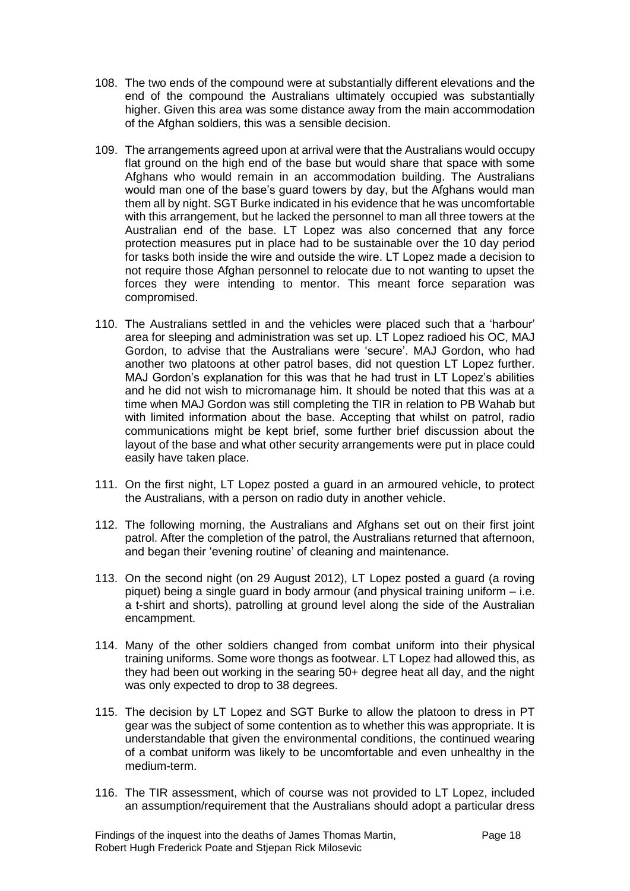108. The two ends of the compound were at substantially different elevations and the end of the compound the Australians ultimately occupied was substantially higher. Given this area was some distance away from the main accommodation of the Afghan soldiers, this was a sensible decision.

109. The arrangements agreed upon at arrival were that the Australians would occupy flat ground on the high end of the base but would share that space with some Afghans who would remain in an accommodation building. The Australians would man one of the base's guard towers by day, but the Afghans would man them all by night. SGT Burke indicated in his evidence that he was uncomfortable with this arrangement, but he lacked the personnel to man all three towers at the Australian end of the base. LT Lopez was also concerned that any force protection measures put in place had to be sustainable over the 10 day period for tasks both inside the wire and outside the wire. LT Lopez made a decision to not require those Afghan personnel to relocate due to not wanting to upset the forces they were intending to mentor. This meant force separation was compromised.

110. The Australians settled in and the vehicles were placed such that a 'harbour' area for sleeping and administration was set up. LT Lopez radioed his OC, MAJ Gordon, to advise that the Australians were 'secure'. MAJ Gordon, who had another two platoons at other patrol bases, did not question LT Lopez further. MAJ Gordon's explanation for this was that he had trust in LT Lopez's abilities and he did not wish to micromanage him. It should be noted that this was at a time when MAJ Gordon was still completing the TIR in relation to PB Wahab but with limited information about the base. Accepting that whilst on patrol, radio communications might be kept brief, some further brief discussion about the layout of the base and what other security arrangements were put in place could easily have taken place.

111. On the first night, LT Lopez posted a guard in an armoured vehicle, to protect the Australians, with a person on radio duty in another vehicle.

112. The following morning, the Australians and Afghans set out on their first joint patrol. After the completion of the patrol, the Australians returned that afternoon, and began their 'evening routine' of cleaning and maintenance.

113. On the second night (on 29 August 2012), LT Lopez posted a guard (a roving piquet) being a single guard in body armour (and physical training uniform – i.e. a t-shirt and shorts), patrolling at ground level along the side of the Australian encampment.

114. Many of the other soldiers changed from combat uniform into their physical training uniforms. Some wore thongs as footwear. LT Lopez had allowed this, as they had been out working in the searing 50+ degree heat all day, and the night was only expected to drop to 38 degrees.

115. The decision by LT Lopez and SGT Burke to allow the platoon to dress in PT gear was the subject of some contention as to whether this was appropriate. It is understandable that given the environmental conditions, the continued wearing of a combat uniform was likely to be uncomfortable and even unhealthy in the medium-term.

116. The TIR assessment, which of course was not provided to LT Lopez, included an assumption/requirement that the Australians should adopt a particular dress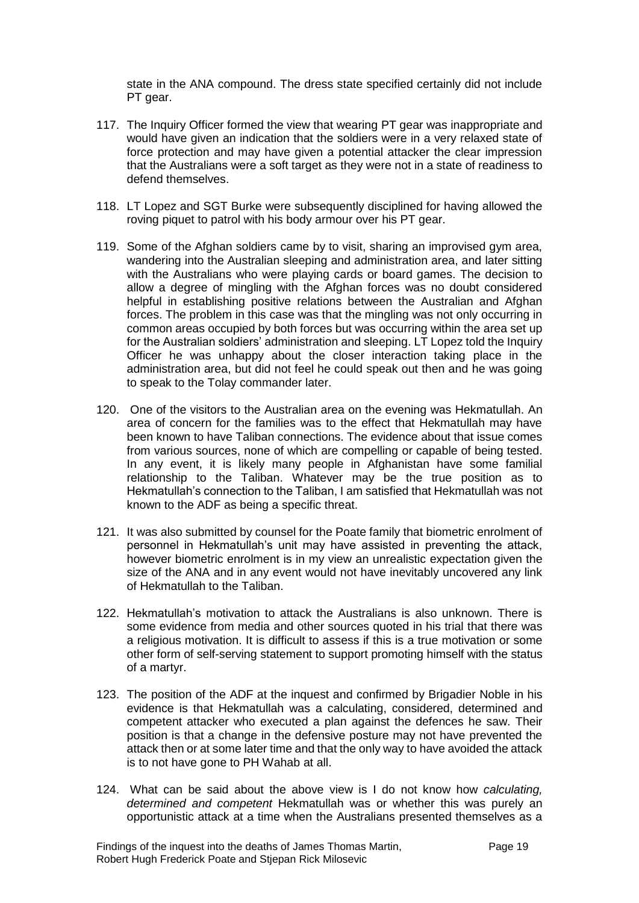state in the ANA compound. The dress state specified certainly did not include PT gear.

117. The Inquiry Officer formed the view that wearing PT gear was inappropriate and would have given an indication that the soldiers were in a very relaxed state of force protection and may have given a potential attacker the clear impression that the Australians were a soft target as they were not in a state of readiness to defend themselves.

118. LT Lopez and SGT Burke were subsequently disciplined for having allowed the roving piquet to patrol with his body armour over his PT gear.

119. Some of the Afghan soldiers came by to visit, sharing an improvised gym area, wandering into the Australian sleeping and administration area, and later sitting with the Australians who were playing cards or board games. The decision to allow a degree of mingling with the Afghan forces was no doubt considered helpful in establishing positive relations between the Australian and Afghan forces. The problem in this case was that the mingling was not only occurring in common areas occupied by both forces but was occurring within the area set up for the Australian soldiers' administration and sleeping. LT Lopez told the Inquiry Officer he was unhappy about the closer interaction taking place in the administration area, but did not feel he could speak out then and he was going to speak to the Tolay commander later.

120. One of the visitors to the Australian area on the evening was Hekmatullah. An area of concern for the families was to the effect that Hekmatullah may have been known to have Taliban connections. The evidence about that issue comes from various sources, none of which are compelling or capable of being tested. In any event, it is likely many people in Afghanistan have some familial relationship to the Taliban. Whatever may be the true position as to Hekmatullah's connection to the Taliban, I am satisfied that Hekmatullah was not known to the ADF as being a specific threat.

121. It was also submitted by counsel for the Poate family that biometric enrolment of personnel in Hekmatullah's unit may have assisted in preventing the attack, however biometric enrolment is in my view an unrealistic expectation given the size of the ANA and in any event would not have inevitably uncovered any link of Hekmatullah to the Taliban.

122. Hekmatullah's motivation to attack the Australians is also unknown. There is some evidence from media and other sources quoted in his trial that there was a religious motivation. It is difficult to assess if this is a true motivation or some other form of self-serving statement to support promoting himself with the status of a martyr.

123. The position of the ADF at the inquest and confirmed by Brigadier Noble in his evidence is that Hekmatullah was a calculating, considered, determined and competent attacker who executed a plan against the defences he saw. Their position is that a change in the defensive posture may not have prevented the attack then or at some later time and that the only way to have avoided the attack is to not have gone to PH Wahab at all.

124. What can be said about the above view is I do not know how *calculating, determined and competent* Hekmatullah was or whether this was purely an opportunistic attack at a time when the Australians presented themselves as a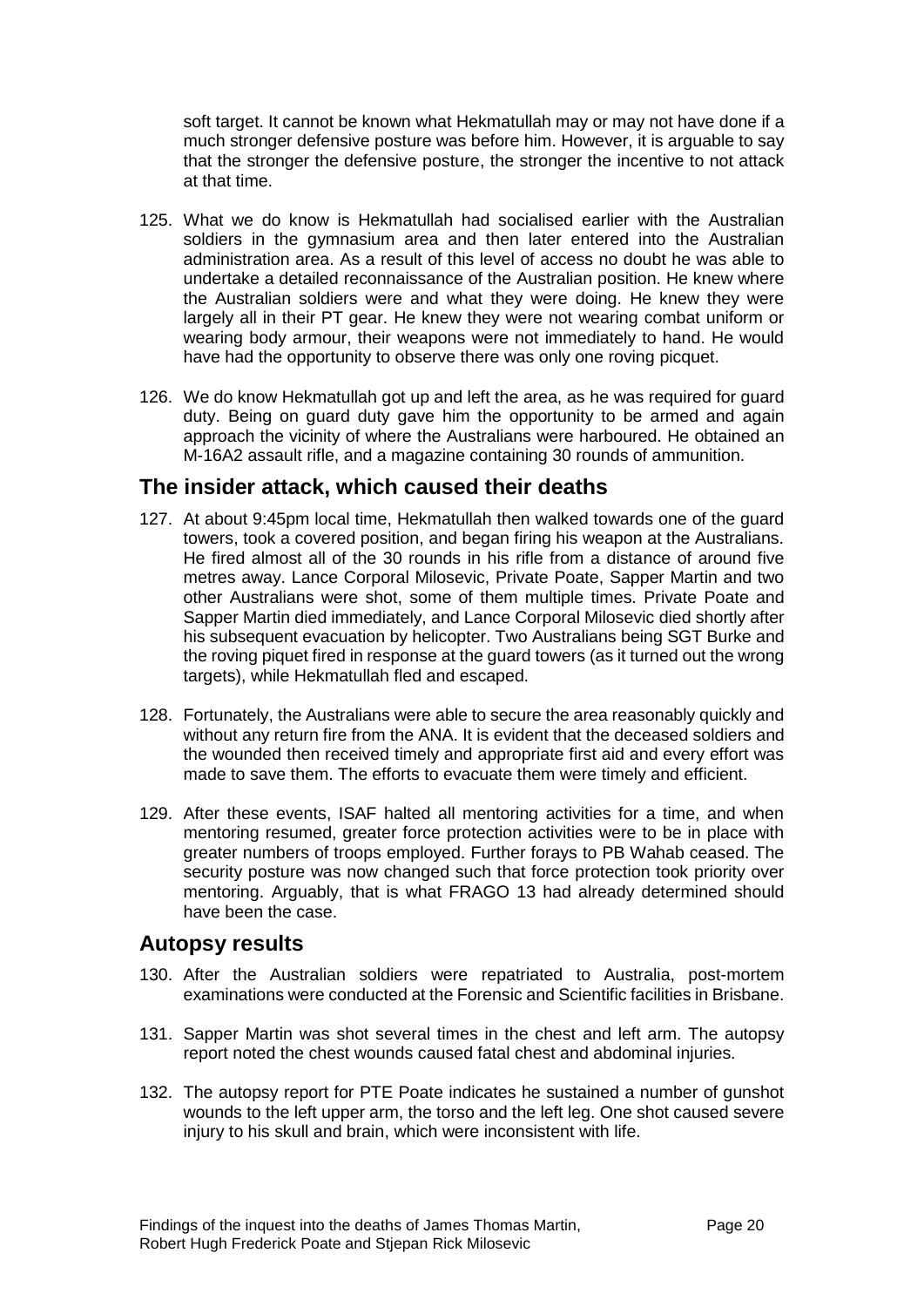soft target. It cannot be known what Hekmatullah may or may not have done if a much stronger defensive posture was before him. However, it is arguable to say that the stronger the defensive posture, the stronger the incentive to not attack at that time.

125. What we do know is Hekmatullah had socialised earlier with the Australian soldiers in the gymnasium area and then later entered into the Australian administration area. As a result of this level of access no doubt he was able to undertake a detailed reconnaissance of the Australian position. He knew where the Australian soldiers were and what they were doing. He knew they were largely all in their PT gear. He knew they were not wearing combat uniform or wearing body armour, their weapons were not immediately to hand. He would have had the opportunity to observe there was only one roving picquet.

126. We do know Hekmatullah got up and left the area, as he was required for guard duty. Being on guard duty gave him the opportunity to be armed and again approach the vicinity of where the Australians were harboured. He obtained an M-16A2 assault rifle, and a magazine containing 30 rounds of ammunition.

## The insider attack, which caused their deaths

127. At about 9:45pm local time, Hekmatullah then walked towards one of the guard towers, took a covered position, and began firing his weapon at the Australians. He fired almost all of the 30 rounds in his rifle from a distance of around five metres away. Lance Corporal Milosevic, Private Poate, Sapper Martin and two other Australians were shot, some of them multiple times. Private Poate and Sapper Martin died immediately, and Lance Corporal Milosevic died shortly after his subsequent evacuation by helicopter. Two Australians being SGT Burke and the roving piquet fired in response at the guard towers (as it turned out the wrong targets), while Hekmatullah fled and escaped.

128. Fortunately, the Australians were able to secure the area reasonably quickly and without any return fire from the ANA. It is evident that the deceased soldiers and the wounded then received timely and appropriate first aid and every effort was made to save them. The efforts to evacuate them were timely and efficient.

129. After these events, ISAF halted all mentoring activities for a time, and when mentoring resumed, greater force protection activities were to be in place with greater numbers of troops employed. Further forays to PB Wahab ceased. The security posture was now changed such that force protection took priority over mentoring. Arguably, that is what FRAGO 13 had already determined should have been the case.

## Autopsy results

130. After the Australian soldiers were repatriated to Australia, post-mortem examinations were conducted at the Forensic and Scientific facilities in Brisbane.

131. Sapper Martin was shot several times in the chest and left arm. The autopsy report noted the chest wounds caused fatal chest and abdominal injuries.

132. The autopsy report for PTE Poate indicates he sustained a number of gunshot wounds to the left upper arm, the torso and the left leg. One shot caused severe injury to his skull and brain, which were inconsistent with life.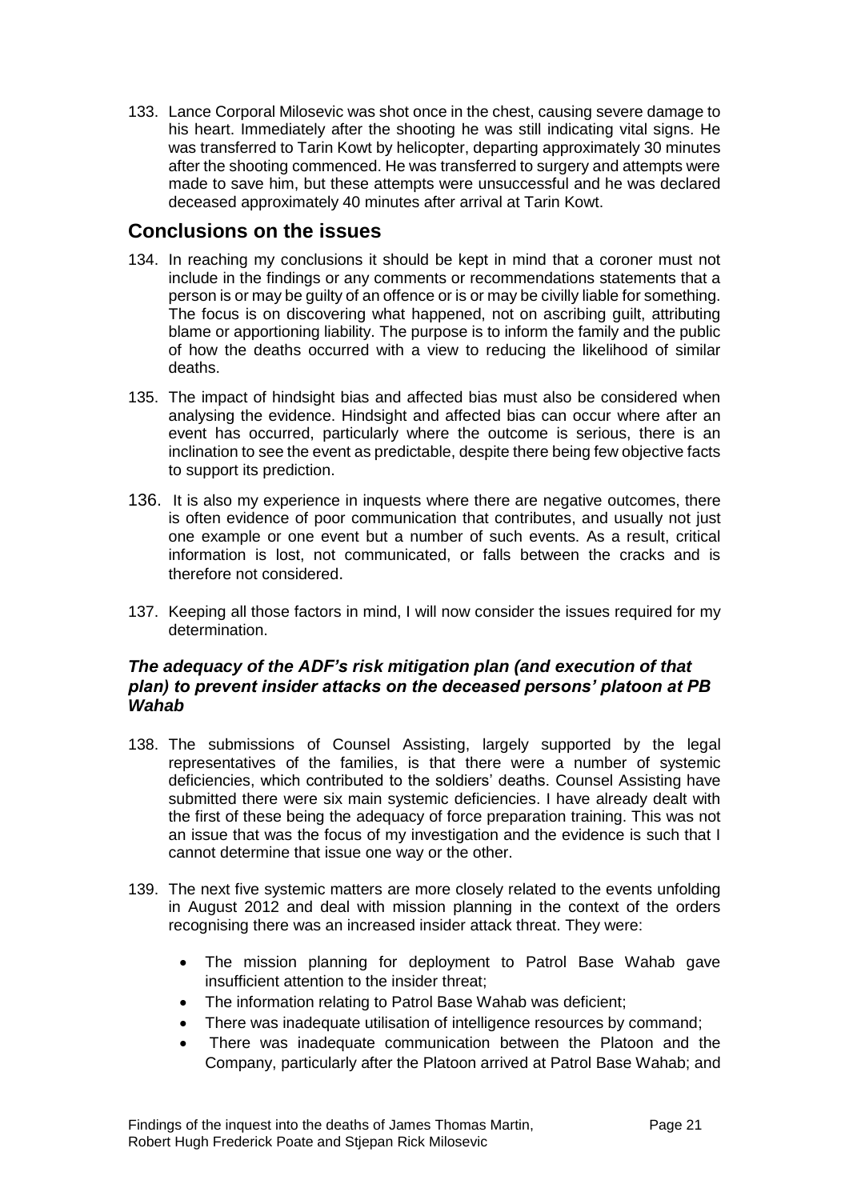133. Lance Corporal Milosevic was shot once in the chest, causing severe damage to his heart. Immediately after the shooting he was still indicating vital signs. He was transferred to Tarin Kowt by helicopter, departing approximately 30 minutes after the shooting commenced. He was transferred to surgery and attempts were made to save him, but these attempts were unsuccessful and he was declared deceased approximately 40 minutes after arrival at Tarin Kowt.

## Conclusions on the issues

134. In reaching my conclusions it should be kept in mind that a coroner must not include in the findings or any comments or recommendations statements that a person is or may be guilty of an offence or is or may be civilly liable for something. The focus is on discovering what happened, not on ascribing guilt, attributing blame or apportioning liability. The purpose is to inform the family and the public of how the deaths occurred with a view to reducing the likelihood of similar deaths.

135. The impact of hindsight bias and affected bias must also be considered when analysing the evidence. Hindsight and affected bias can occur where after an event has occurred, particularly where the outcome is serious, there is an inclination to see the event as predictable, despite there being few objective facts to support its prediction.

136. It is also my experience in inquests where there are negative outcomes, there is often evidence of poor communication that contributes, and usually not just one example or one event but a number of such events. As a result, critical information is lost, not communicated, or falls between the cracks and is therefore not considered.

137. Keeping all those factors in mind, I will now consider the issues required for my determination.

### *The adequacy of the ADF's risk mitigation plan (and execution of that plan) to prevent insider attacks on the deceased persons' platoon at PB Wahab*

138. The submissions of Counsel Assisting, largely supported by the legal representatives of the families, is that there were a number of systemic deficiencies, which contributed to the soldiers' deaths. Counsel Assisting have submitted there were six main systemic deficiencies. I have already dealt with the first of these being the adequacy of force preparation training. This was not an issue that was the focus of my investigation and the evidence is such that I cannot determine that issue one way or the other.

139. The next five systemic matters are more closely related to the events unfolding in August 2012 and deal with mission planning in the context of the orders recognising there was an increased insider attack threat. They were:

- The mission planning for deployment to Patrol Base Wahab gave insufficient attention to the insider threat;
- The information relating to Patrol Base Wahab was deficient;
- There was inadequate utilisation of intelligence resources by command;
- There was inadequate communication between the Platoon and the Company, particularly after the Platoon arrived at Patrol Base Wahab; and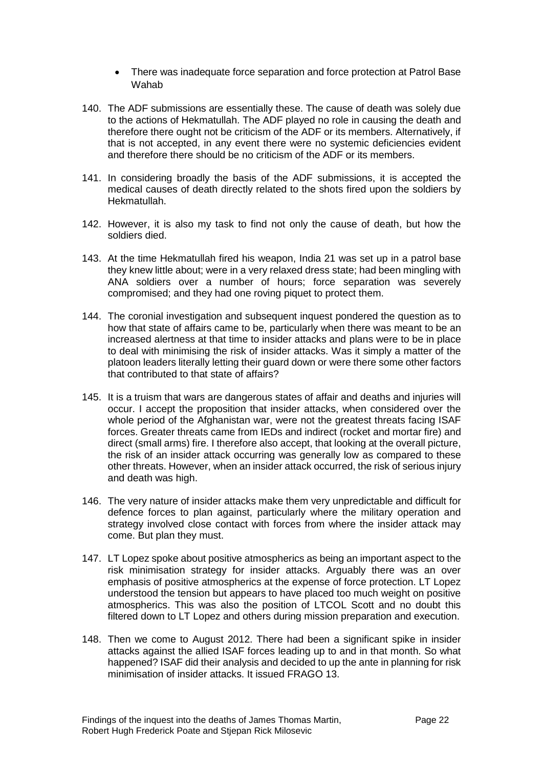- There was inadequate force separation and force protection at Patrol Base Wahab

140. The ADF submissions are essentially these. The cause of death was solely due to the actions of Hekmatullah. The ADF played no role in causing the death and therefore there ought not be criticism of the ADF or its members. Alternatively, if that is not accepted, in any event there were no systemic deficiencies evident and therefore there should be no criticism of the ADF or its members.

141. In considering broadly the basis of the ADF submissions, it is accepted the medical causes of death directly related to the shots fired upon the soldiers by Hekmatullah.

142. However, it is also my task to find not only the cause of death, but how the soldiers died.

143. At the time Hekmatullah fired his weapon, India 21 was set up in a patrol base they knew little about; were in a very relaxed dress state; had been mingling with ANA soldiers over a number of hours; force separation was severely compromised; and they had one roving piquet to protect them.

144. The coronial investigation and subsequent inquest pondered the question as to how that state of affairs came to be, particularly when there was meant to be an increased alertness at that time to insider attacks and plans were to be in place to deal with minimising the risk of insider attacks. Was it simply a matter of the platoon leaders literally letting their guard down or were there some other factors that contributed to that state of affairs?

145. It is a truism that wars are dangerous states of affair and deaths and injuries will occur. I accept the proposition that insider attacks, when considered over the whole period of the Afghanistan war, were not the greatest threats facing ISAF forces. Greater threats came from IEDs and indirect (rocket and mortar fire) and direct (small arms) fire. I therefore also accept, that looking at the overall picture, the risk of an insider attack occurring was generally low as compared to these other threats. However, when an insider attack occurred, the risk of serious injury and death was high.

146. The very nature of insider attacks make them very unpredictable and difficult for defence forces to plan against, particularly where the military operation and strategy involved close contact with forces from where the insider attack may come. But plan they must.

147. LT Lopez spoke about positive atmospherics as being an important aspect to the risk minimisation strategy for insider attacks. Arguably there was an over emphasis of positive atmospherics at the expense of force protection. LT Lopez understood the tension but appears to have placed too much weight on positive atmospherics. This was also the position of LTCOL Scott and no doubt this filtered down to LT Lopez and others during mission preparation and execution.

148. Then we come to August 2012. There had been a significant spike in insider attacks against the allied ISAF forces leading up to and in that month. So what happened? ISAF did their analysis and decided to up the ante in planning for risk minimisation of insider attacks. It issued FRAGO 13.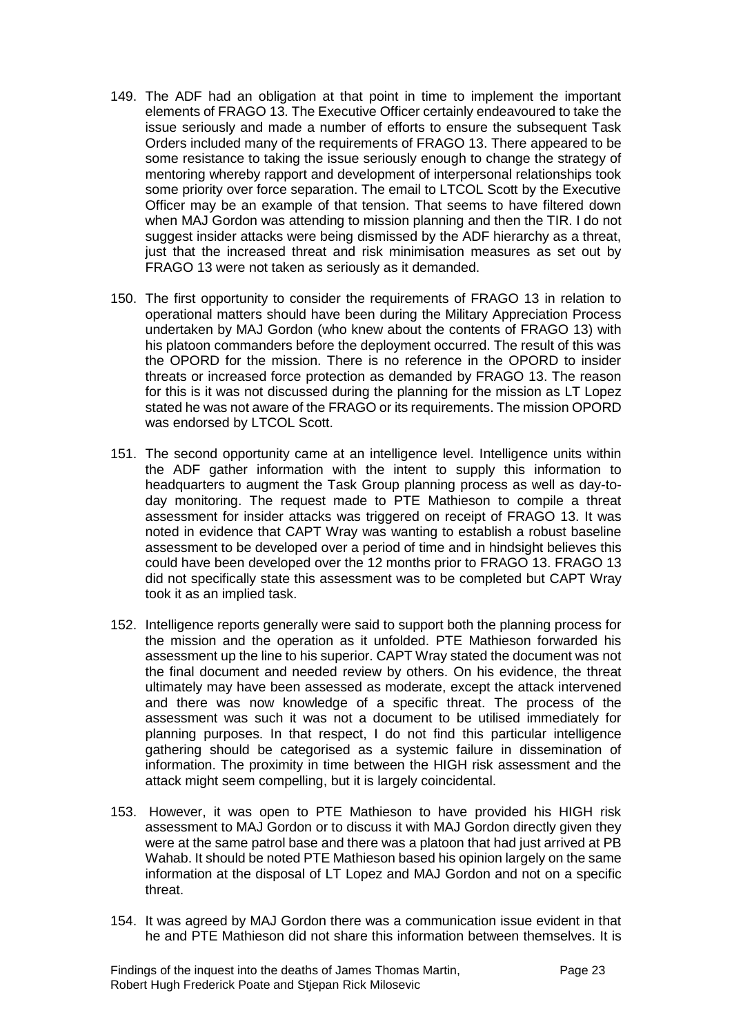149. The ADF had an obligation at that point in time to implement the important elements of FRAGO 13. The Executive Officer certainly endeavoured to take the issue seriously and made a number of efforts to ensure the subsequent Task Orders included many of the requirements of FRAGO 13. There appeared to be some resistance to taking the issue seriously enough to change the strategy of mentoring whereby rapport and development of interpersonal relationships took some priority over force separation. The email to LTCOL Scott by the Executive Officer may be an example of that tension. That seems to have filtered down when MAJ Gordon was attending to mission planning and then the TIR. I do not suggest insider attacks were being dismissed by the ADF hierarchy as a threat, just that the increased threat and risk minimisation measures as set out by FRAGO 13 were not taken as seriously as it demanded.

150. The first opportunity to consider the requirements of FRAGO 13 in relation to operational matters should have been during the Military Appreciation Process undertaken by MAJ Gordon (who knew about the contents of FRAGO 13) with his platoon commanders before the deployment occurred. The result of this was the OPORD for the mission. There is no reference in the OPORD to insider threats or increased force protection as demanded by FRAGO 13. The reason for this is it was not discussed during the planning for the mission as LT Lopez stated he was not aware of the FRAGO or its requirements. The mission OPORD was endorsed by LTCOL Scott.

151. The second opportunity came at an intelligence level. Intelligence units within the ADF gather information with the intent to supply this information to headquarters to augment the Task Group planning process as well as day-to-day monitoring. The request made to PTE Mathieson to compile a threat assessment for insider attacks was triggered on receipt of FRAGO 13. It was noted in evidence that CAPT Wray was wanting to establish a robust baseline assessment to be developed over a period of time and in hindsight believes this could have been developed over the 12 months prior to FRAGO 13. FRAGO 13 did not specifically state this assessment was to be completed but CAPT Wray took it as an implied task.

152. Intelligence reports generally were said to support both the planning process for the mission and the operation as it unfolded. PTE Mathieson forwarded his assessment up the line to his superior. CAPT Wray stated the document was not the final document and needed review by others. On his evidence, the threat ultimately may have been assessed as moderate, except the attack intervened and there was now knowledge of a specific threat. The process of the assessment was such it was not a document to be utilised immediately for planning purposes. In that respect, I do not find this particular intelligence gathering should be categorised as a systemic failure in dissemination of information. The proximity in time between the HIGH risk assessment and the attack might seem compelling, but it is largely coincidental.

153. However, it was open to PTE Mathieson to have provided his HIGH risk assessment to MAJ Gordon or to discuss it with MAJ Gordon directly given they were at the same patrol base and there was a platoon that had just arrived at PB Wahab. It should be noted PTE Mathieson based his opinion largely on the same information at the disposal of LT Lopez and MAJ Gordon and not on a specific threat.

154. It was agreed by MAJ Gordon there was a communication issue evident in that he and PTE Mathieson did not share this information between themselves. It is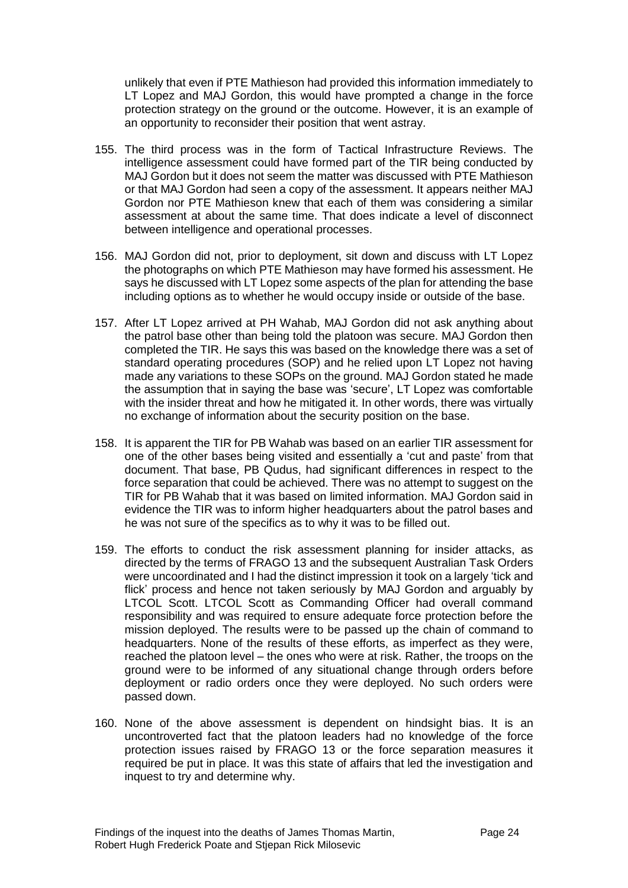unlikely that even if PTE Mathieson had provided this information immediately to LT Lopez and MAJ Gordon, this would have prompted a change in the force protection strategy on the ground or the outcome. However, it is an example of an opportunity to reconsider their position that went astray.

155. The third process was in the form of Tactical Infrastructure Reviews. The intelligence assessment could have formed part of the TIR being conducted by MAJ Gordon but it does not seem the matter was discussed with PTE Mathieson or that MAJ Gordon had seen a copy of the assessment. It appears neither MAJ Gordon nor PTE Mathieson knew that each of them was considering a similar assessment at about the same time. That does indicate a level of disconnect between intelligence and operational processes.

156. MAJ Gordon did not, prior to deployment, sit down and discuss with LT Lopez the photographs on which PTE Mathieson may have formed his assessment. He says he discussed with LT Lopez some aspects of the plan for attending the base including options as to whether he would occupy inside or outside of the base.

157. After LT Lopez arrived at PH Wahab, MAJ Gordon did not ask anything about the patrol base other than being told the platoon was secure. MAJ Gordon then completed the TIR. He says this was based on the knowledge there was a set of standard operating procedures (SOP) and he relied upon LT Lopez not having made any variations to these SOPs on the ground. MAJ Gordon stated he made the assumption that in saying the base was 'secure', LT Lopez was comfortable with the insider threat and how he mitigated it. In other words, there was virtually no exchange of information about the security position on the base.

158. It is apparent the TIR for PB Wahab was based on an earlier TIR assessment for one of the other bases being visited and essentially a 'cut and paste' from that document. That base, PB Qudus, had significant differences in respect to the force separation that could be achieved. There was no attempt to suggest on the TIR for PB Wahab that it was based on limited information. MAJ Gordon said in evidence the TIR was to inform higher headquarters about the patrol bases and he was not sure of the specifics as to why it was to be filled out.

159. The efforts to conduct the risk assessment planning for insider attacks, as directed by the terms of FRAGO 13 and the subsequent Australian Task Orders were uncoordinated and I had the distinct impression it took on a largely 'tick and flick' process and hence not taken seriously by MAJ Gordon and arguably by LTCOL Scott. LTCOL Scott as Commanding Officer had overall command responsibility and was required to ensure adequate force protection before the mission deployed. The results were to be passed up the chain of command to headquarters. None of the results of these efforts, as imperfect as they were, reached the platoon level – the ones who were at risk. Rather, the troops on the ground were to be informed of any situational change through orders before deployment or radio orders once they were deployed. No such orders were passed down.

160. None of the above assessment is dependent on hindsight bias. It is an uncontroverted fact that the platoon leaders had no knowledge of the force protection issues raised by FRAGO 13 or the force separation measures it required be put in place. It was this state of affairs that led the investigation and inquest to try and determine why.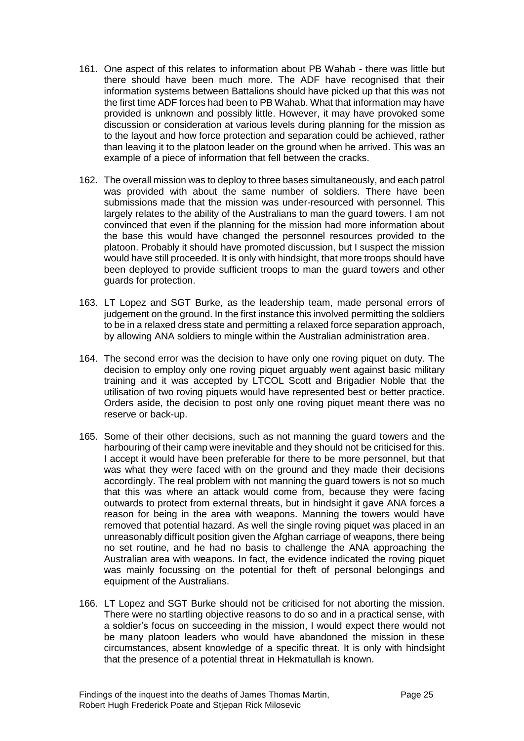161. One aspect of this relates to information about PB Wahab - there was little but there should have been much more. The ADF have recognised that their information systems between Battalions should have picked up that this was not the first time ADF forces had been to PB Wahab. What that information may have provided is unknown and possibly little. However, it may have provoked some discussion or consideration at various levels during planning for the mission as to the layout and how force protection and separation could be achieved, rather than leaving it to the platoon leader on the ground when he arrived. This was an example of a piece of information that fell between the cracks.

162. The overall mission was to deploy to three bases simultaneously, and each patrol was provided with about the same number of soldiers. There have been submissions made that the mission was under-resourced with personnel. This largely relates to the ability of the Australians to man the guard towers. I am not convinced that even if the planning for the mission had more information about the base this would have changed the personnel resources provided to the platoon. Probably it should have promoted discussion, but I suspect the mission would have still proceeded. It is only with hindsight, that more troops should have been deployed to provide sufficient troops to man the guard towers and other guards for protection.

163. LT Lopez and SGT Burke, as the leadership team, made personal errors of judgement on the ground. In the first instance this involved permitting the soldiers to be in a relaxed dress state and permitting a relaxed force separation approach, by allowing ANA soldiers to mingle within the Australian administration area.

164. The second error was the decision to have only one roving piquet on duty. The decision to employ only one roving piquet arguably went against basic military training and it was accepted by LTCOL Scott and Brigadier Noble that the utilisation of two roving piquets would have represented best or better practice. Orders aside, the decision to post only one roving piquet meant there was no reserve or back-up.

165. Some of their other decisions, such as not manning the guard towers and the harbouring of their camp were inevitable and they should not be criticised for this. I accept it would have been preferable for there to be more personnel, but that was what they were faced with on the ground and they made their decisions accordingly. The real problem with not manning the guard towers is not so much that this was where an attack would come from, because they were facing outwards to protect from external threats, but in hindsight it gave ANA forces a reason for being in the area with weapons. Manning the towers would have removed that potential hazard. As well the single roving piquet was placed in an unreasonably difficult position given the Afghan carriage of weapons, there being no set routine, and he had no basis to challenge the ANA approaching the Australian area with weapons. In fact, the evidence indicated the roving piquet was mainly focussing on the potential for theft of personal belongings and equipment of the Australians.

166. LT Lopez and SGT Burke should not be criticised for not aborting the mission. There were no startling objective reasons to do so and in a practical sense, with a soldier's focus on succeeding in the mission, I would expect there would not be many platoon leaders who would have abandoned the mission in these circumstances, absent knowledge of a specific threat. It is only with hindsight that the presence of a potential threat in Hekmatullah is known.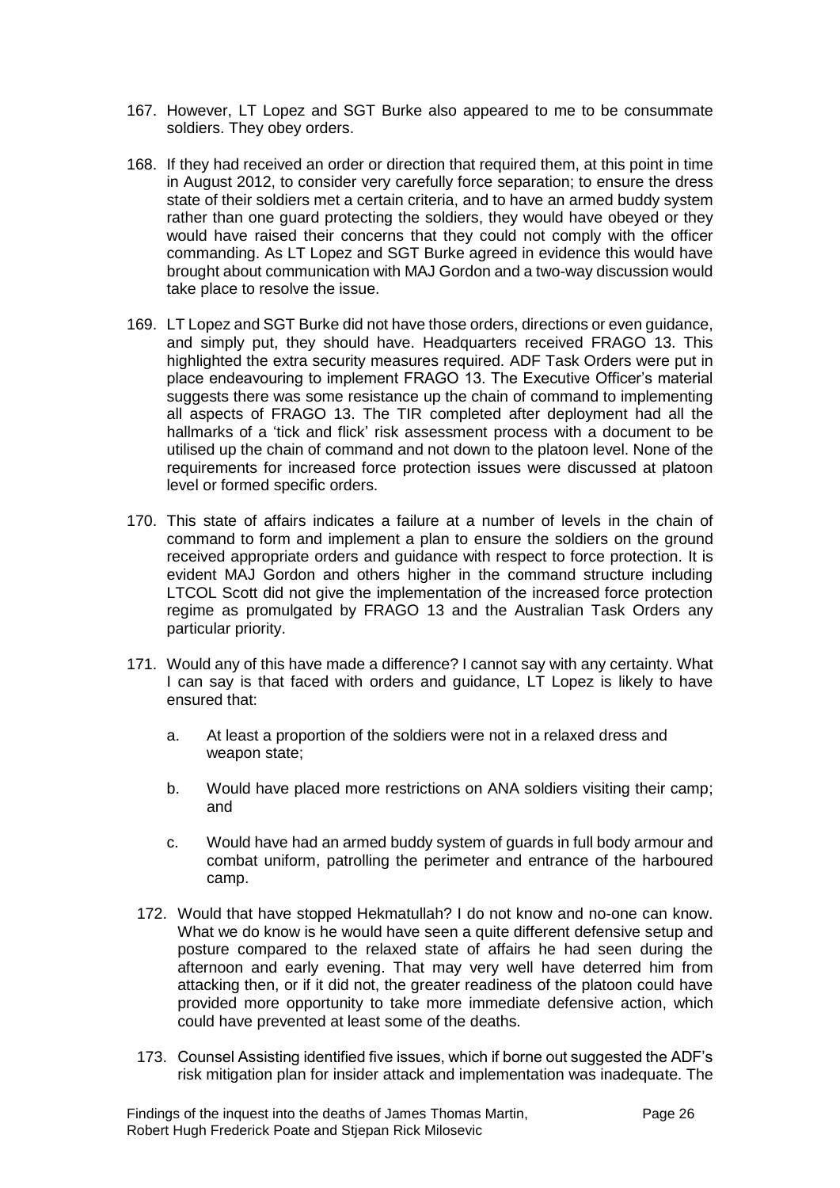167. However, LT Lopez and SGT Burke also appeared to me to be consummate soldiers. They obey orders.

168. If they had received an order or direction that required them, at this point in time in August 2012, to consider very carefully force separation; to ensure the dress state of their soldiers met a certain criteria, and to have an armed buddy system rather than one guard protecting the soldiers, they would have obeyed or they would have raised their concerns that they could not comply with the officer commanding. As LT Lopez and SGT Burke agreed in evidence this would have brought about communication with MAJ Gordon and a two-way discussion would take place to resolve the issue.

169. LT Lopez and SGT Burke did not have those orders, directions or even guidance, and simply put, they should have. Headquarters received FRAGO 13. This highlighted the extra security measures required. ADF Task Orders were put in place endeavouring to implement FRAGO 13. The Executive Officer's material suggests there was some resistance up the chain of command to implementing all aspects of FRAGO 13. The TIR completed after deployment had all the hallmarks of a 'tick and flick' risk assessment process with a document to be utilised up the chain of command and not down to the platoon level. None of the requirements for increased force protection issues were discussed at platoon level or formed specific orders.

170. This state of affairs indicates a failure at a number of levels in the chain of command to form and implement a plan to ensure the soldiers on the ground received appropriate orders and guidance with respect to force protection. It is evident MAJ Gordon and others higher in the command structure including LTCOL Scott did not give the implementation of the increased force protection regime as promulgated by FRAGO 13 and the Australian Task Orders any particular priority.

171. Would any of this have made a difference? I cannot say with any certainty. What I can say is that faced with orders and guidance, LT Lopez is likely to have ensured that:

    a. At least a proportion of the soldiers were not in a relaxed dress and weapon state;

    b. Would have placed more restrictions on ANA soldiers visiting their camp; and

    c. Would have had an armed buddy system of guards in full body armour and combat uniform, patrolling the perimeter and entrance of the harboured camp.

172. Would that have stopped Hekmatullah? I do not know and no-one can know. What we do know is he would have seen a quite different defensive setup and posture compared to the relaxed state of affairs he had seen during the afternoon and early evening. That may very well have deterred him from attacking then, or if it did not, the greater readiness of the platoon could have provided more opportunity to take more immediate defensive action, which could have prevented at least some of the deaths.

173. Counsel Assisting identified five issues, which if borne out suggested the ADF's risk mitigation plan for insider attack and implementation was inadequate. The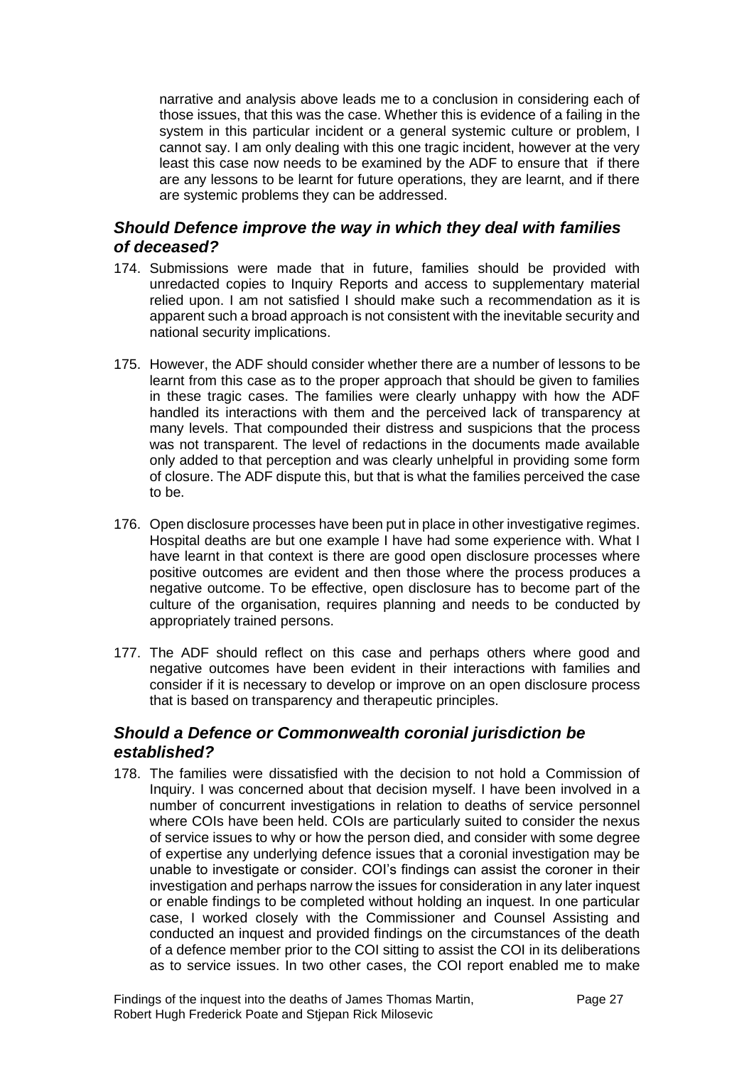narrative and analysis above leads me to a conclusion in considering each of those issues, that this was the case. Whether this is evidence of a failing in the system in this particular incident or a general systemic culture or problem, I cannot say. I am only dealing with this one tragic incident, however at the very least this case now needs to be examined by the ADF to ensure that if there are any lessons to be learnt for future operations, they are learnt, and if there are systemic problems they can be addressed.

### *Should Defence improve the way in which they deal with families of deceased?*

174. Submissions were made that in future, families should be provided with unredacted copies to Inquiry Reports and access to supplementary material relied upon. I am not satisfied I should make such a recommendation as it is apparent such a broad approach is not consistent with the inevitable security and national security implications.

175. However, the ADF should consider whether there are a number of lessons to be learnt from this case as to the proper approach that should be given to families in these tragic cases. The families were clearly unhappy with how the ADF handled its interactions with them and the perceived lack of transparency at many levels. That compounded their distress and suspicions that the process was not transparent. The level of redactions in the documents made available only added to that perception and was clearly unhelpful in providing some form of closure. The ADF dispute this, but that is what the families perceived the case to be.

176. Open disclosure processes have been put in place in other investigative regimes. Hospital deaths are but one example I have had some experience with. What I have learnt in that context is there are good open disclosure processes where positive outcomes are evident and then those where the process produces a negative outcome. To be effective, open disclosure has to become part of the culture of the organisation, requires planning and needs to be conducted by appropriately trained persons.

177. The ADF should reflect on this case and perhaps others where good and negative outcomes have been evident in their interactions with families and consider if it is necessary to develop or improve on an open disclosure process that is based on transparency and therapeutic principles.

### *Should a Defence or Commonwealth coronial jurisdiction be established?*

178. The families were dissatisfied with the decision to not hold a Commission of Inquiry. I was concerned about that decision myself. I have been involved in a number of concurrent investigations in relation to deaths of service personnel where COIs have been held. COIs are particularly suited to consider the nexus of service issues to why or how the person died, and consider with some degree of expertise any underlying defence issues that a coronial investigation may be unable to investigate or consider. COI's findings can assist the coroner in their investigation and perhaps narrow the issues for consideration in any later inquest or enable findings to be completed without holding an inquest. In one particular case, I worked closely with the Commissioner and Counsel Assisting and conducted an inquest and provided findings on the circumstances of the death of a defence member prior to the COI sitting to assist the COI in its deliberations as to service issues. In two other cases, the COI report enabled me to make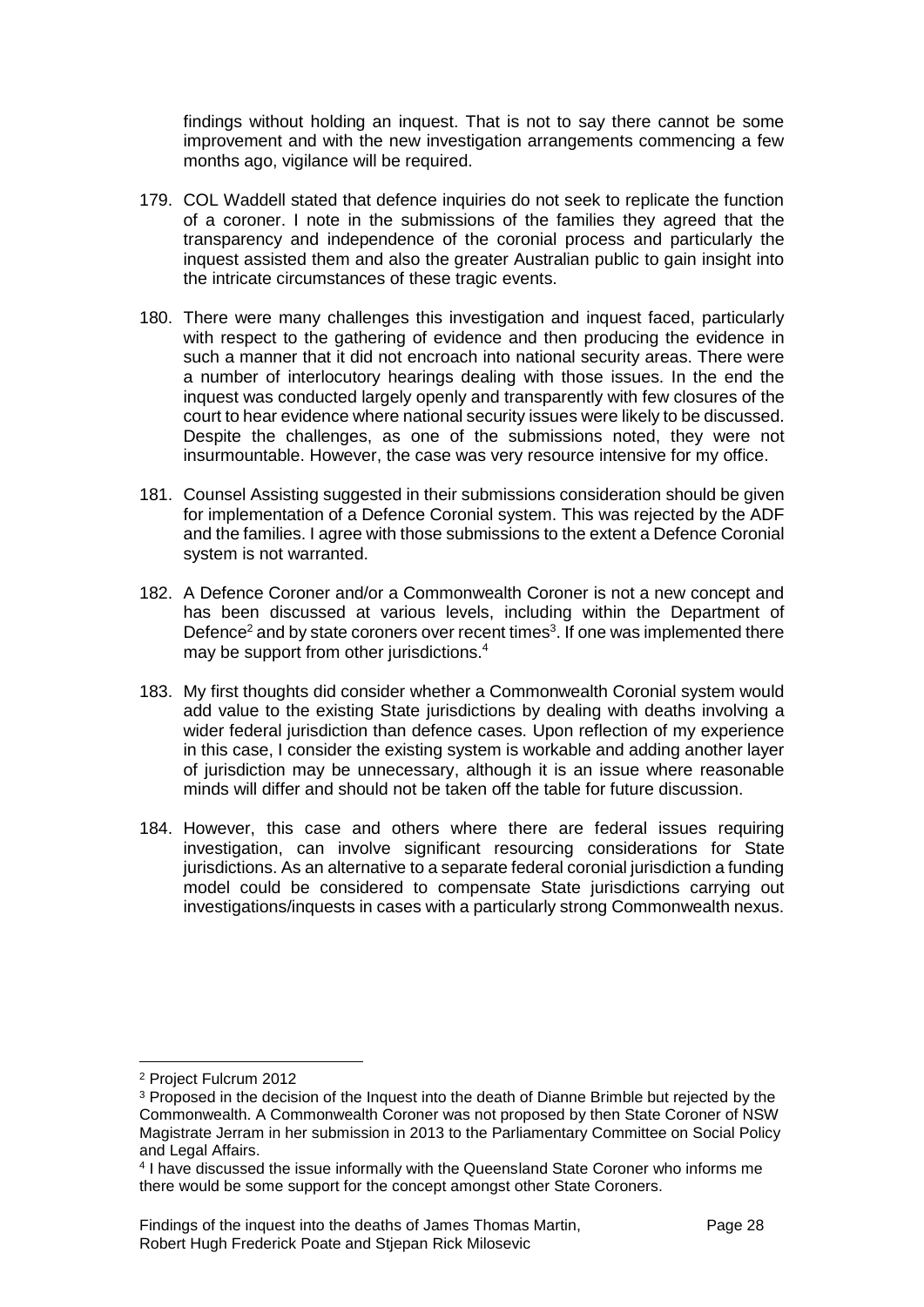findings without holding an inquest. That is not to say there cannot be some improvement and with the new investigation arrangements commencing a few months ago, vigilance will be required.

179. COL Waddell stated that defence inquiries do not seek to replicate the function of a coroner. I note in the submissions of the families they agreed that the transparency and independence of the coronial process and particularly the inquest assisted them and also the greater Australian public to gain insight into the intricate circumstances of these tragic events.

180. There were many challenges this investigation and inquest faced, particularly with respect to the gathering of evidence and then producing the evidence in such a manner that it did not encroach into national security areas. There were a number of interlocutory hearings dealing with those issues. In the end the inquest was conducted largely openly and transparently with few closures of the court to hear evidence where national security issues were likely to be discussed. Despite the challenges, as one of the submissions noted, they were not insurmountable. However, the case was very resource intensive for my office.

181. Counsel Assisting suggested in their submissions consideration should be given for implementation of a Defence Coronial system. This was rejected by the ADF and the families. I agree with those submissions to the extent a Defence Coronial system is not warranted.

182. A Defence Coroner and/or a Commonwealth Coroner is not a new concept and has been discussed at various levels, including within the Department of Defence[2] and by state coroners over recent times[3]. If one was implemented there may be support from other jurisdictions.[4]

183. My first thoughts did consider whether a Commonwealth Coronial system would add value to the existing State jurisdictions by dealing with deaths involving a wider federal jurisdiction than defence cases. Upon reflection of my experience in this case, I consider the existing system is workable and adding another layer of jurisdiction may be unnecessary, although it is an issue where reasonable minds will differ and should not be taken off the table for future discussion.

184. However, this case and others where there are federal issues requiring investigation, can involve significant resourcing considerations for State jurisdictions. As an alternative to a separate federal coronial jurisdiction a funding model could be considered to compensate State jurisdictions carrying out investigations/inquests in cases with a particularly strong Commonwealth nexus.

---

[2] Project Fulcrum 2012

[3] Proposed in the decision of the Inquest into the death of Dianne Brimble but rejected by the Commonwealth. A Commonwealth Coroner was not proposed by then State Coroner of NSW Magistrate Jerram in her submission in 2013 to the Parliamentary Committee on Social Policy and Legal Affairs.

[4] I have discussed the issue informally with the Queensland State Coroner who informs me there would be some support for the concept amongst other State Coroners.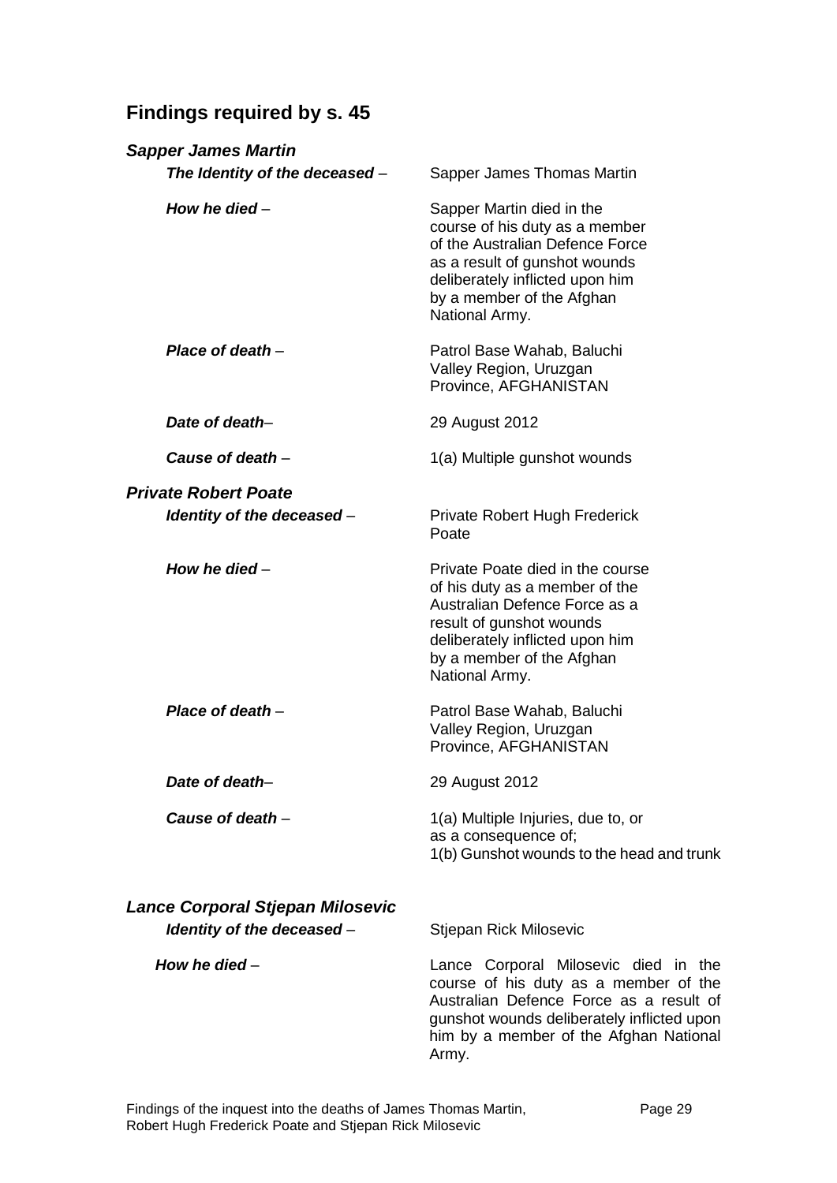## Findings required by s. 45

### *Sapper James Martin*

***The Identity of the deceased*** – Sapper James Thomas Martin

***How he died*** – Sapper Martin died in the course of his duty as a member of the Australian Defence Force as a result of gunshot wounds deliberately inflicted upon him by a member of the Afghan National Army.

***Place of death*** – Patrol Base Wahab, Baluchi Valley Region, Uruzgan Province, AFGHANISTAN

***Date of death***– 29 August 2012

***Cause of death*** – 1(a) Multiple gunshot wounds

### *Private Robert Poate*

***Identity of the deceased*** – Private Robert Hugh Frederick Poate

***How he died*** – Private Poate died in the course of his duty as a member of the Australian Defence Force as a result of gunshot wounds deliberately inflicted upon him by a member of the Afghan National Army.

***Place of death*** – Patrol Base Wahab, Baluchi Valley Region, Uruzgan Province, AFGHANISTAN

***Date of death***– 29 August 2012

***Cause of death*** – 1(a) Multiple Injuries, due to, or as a consequence of;
1(b) Gunshot wounds to the head and trunk

### *Lance Corporal Stjepan Milosevic*

***Identity of the deceased*** – Stjepan Rick Milosevic

***How he died*** – Lance Corporal Milosevic died in the course of his duty as a member of the Australian Defence Force as a result of gunshot wounds deliberately inflicted upon him by a member of the Afghan National Army.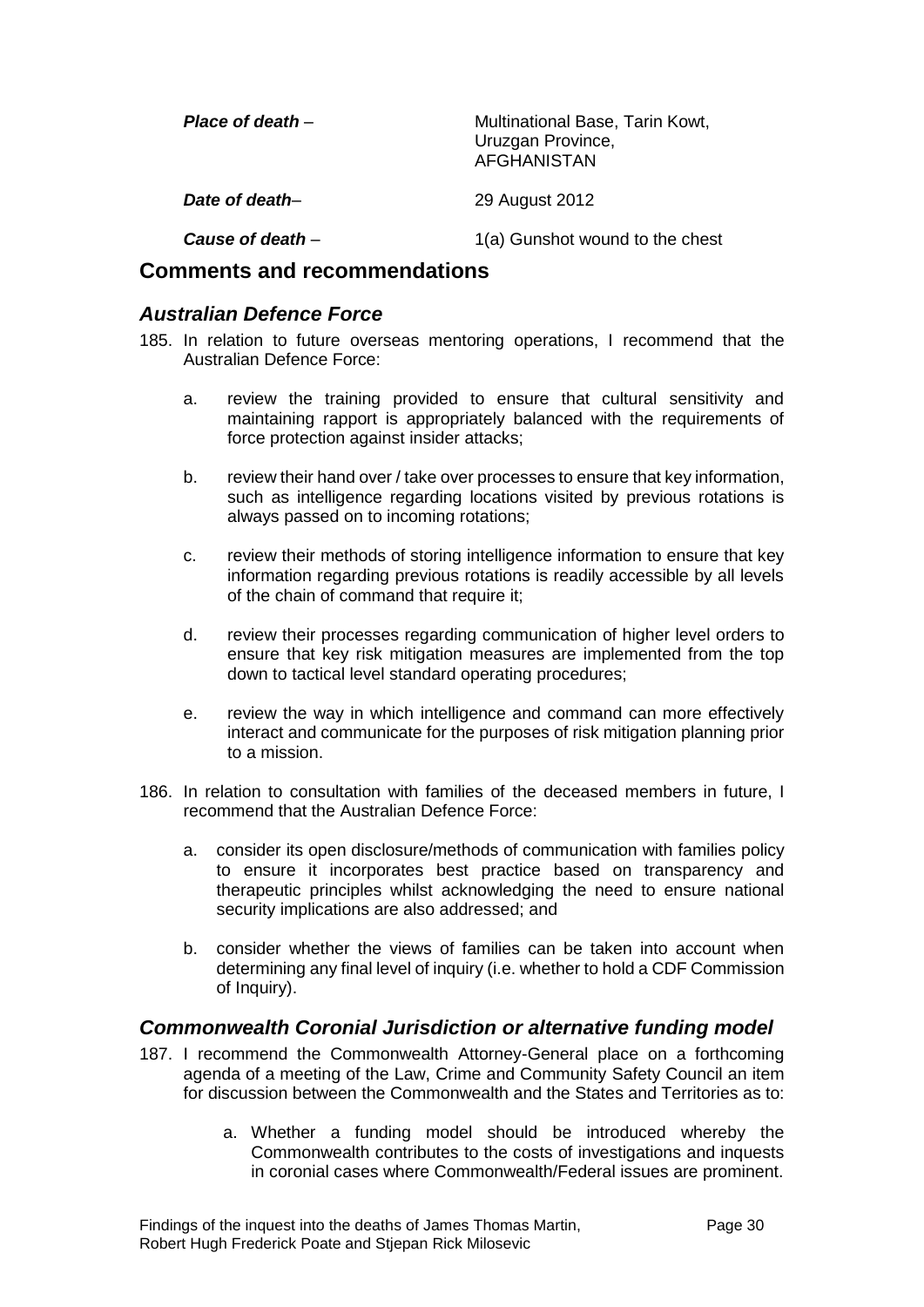| | |
|---|---|
| ***Place of death*** – | Multinational Base, Tarin Kowt, Uruzgan Province, AFGHANISTAN |
| ***Date of death*** – | 29 August 2012 |
| ***Cause of death*** – | 1(a) Gunshot wound to the chest |

## Comments and recommendations

### *Australian Defence Force*

185. In relation to future overseas mentoring operations, I recommend that the Australian Defence Force:

    a. review the training provided to ensure that cultural sensitivity and maintaining rapport is appropriately balanced with the requirements of force protection against insider attacks;

    b. review their hand over / take over processes to ensure that key information, such as intelligence regarding locations visited by previous rotations is always passed on to incoming rotations;

    c. review their methods of storing intelligence information to ensure that key information regarding previous rotations is readily accessible by all levels of the chain of command that require it;

    d. review their processes regarding communication of higher level orders to ensure that key risk mitigation measures are implemented from the top down to tactical level standard operating procedures;

    e. review the way in which intelligence and command can more effectively interact and communicate for the purposes of risk mitigation planning prior to a mission.

186. In relation to consultation with families of the deceased members in future, I recommend that the Australian Defence Force:

    a. consider its open disclosure/methods of communication with families policy to ensure it incorporates best practice based on transparency and therapeutic principles whilst acknowledging the need to ensure national security implications are also addressed; and

    b. consider whether the views of families can be taken into account when determining any final level of inquiry (i.e. whether to hold a CDF Commission of Inquiry).

### *Commonwealth Coronial Jurisdiction or alternative funding model*

187. I recommend the Commonwealth Attorney-General place on a forthcoming agenda of a meeting of the Law, Crime and Community Safety Council an item for discussion between the Commonwealth and the States and Territories as to:

    a. Whether a funding model should be introduced whereby the Commonwealth contributes to the costs of investigations and inquests in coronial cases where Commonwealth/Federal issues are prominent.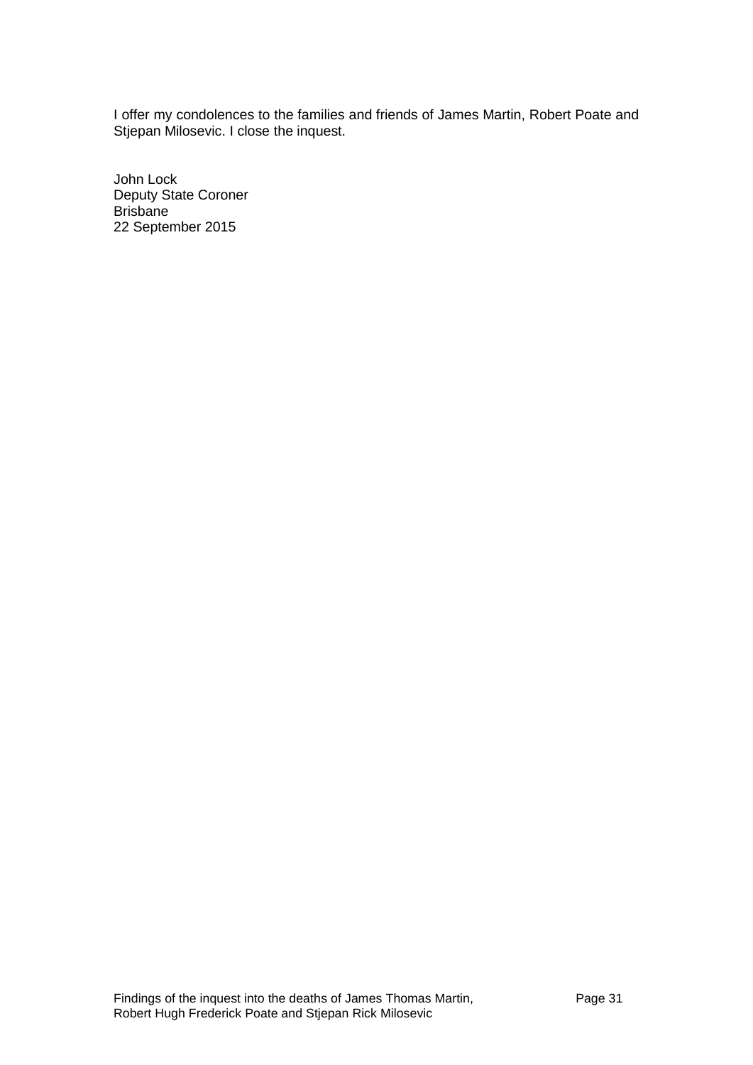I offer my condolences to the families and friends of James Martin, Robert Poate and Stjepan Milosevic. I close the inquest.

John Lock
Deputy State Coroner
Brisbane
22 September 2015